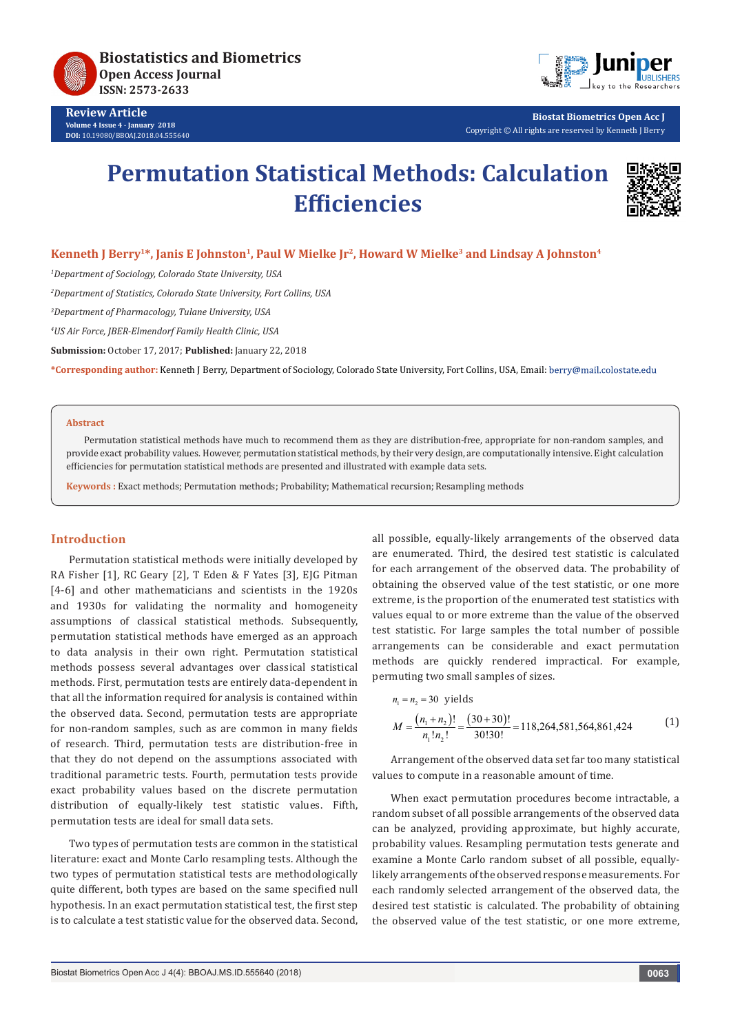# Permutation Statistical Methods: Calculation Efficiencies

**Kenneth J Berry[1]*, Janis E Johnston[1], Paul W Mielke Jr[2], Howard W Mielke[3] and Lindsay A Johnston[4]**

[1]*Department of Sociology, Colorado State University, USA*

[2]*Department of Statistics, Colorado State University, Fort Collins, USA*

[3]*Department of Pharmacology, Tulane University, USA*

[4]*US Air Force, JBER-Elmendorf Family Health Clinic, USA*

**Submission:** October 17, 2017; **Published:** January 22, 2018

***Corresponding author:** Kenneth J Berry, Department of Sociology, Colorado State University, Fort Collins, USA, Email: berry@mail.colostate.edu

**Abstract**

Permutation statistical methods have much to recommend them as they are distribution-free, appropriate for non-random samples, and provide exact probability values. However, permutation statistical methods, by their very design, are computationally intensive. Eight calculation efficiencies for permutation statistical methods are presented and illustrated with example data sets.

**Keywords :** Exact methods; Permutation methods; Probability; Mathematical recursion; Resampling methods

## Introduction

Permutation statistical methods were initially developed by RA Fisher [1], RC Geary [2], T Eden & F Yates [3], EJG Pitman [4-6] and other mathematicians and scientists in the 1920s and 1930s for validating the normality and homogeneity assumptions of classical statistical methods. Subsequently, permutation statistical methods have emerged as an approach to data analysis in their own right. Permutation statistical methods possess several advantages over classical statistical methods. First, permutation tests are entirely data-dependent in that all the information required for analysis is contained within the observed data. Second, permutation tests are appropriate for non-random samples, such as are common in many fields of research. Third, permutation tests are distribution-free in that they do not depend on the assumptions associated with traditional parametric tests. Fourth, permutation tests provide exact probability values based on the discrete permutation distribution of equally-likely test statistic values. Fifth, permutation tests are ideal for small data sets.

Two types of permutation tests are common in the statistical literature: exact and Monte Carlo resampling tests. Although the two types of permutation statistical tests are methodologically quite different, both types are based on the same specified null hypothesis. In an exact permutation statistical test, the first step is to calculate a test statistic value for the observed data. Second, all possible, equally-likely arrangements of the observed data are enumerated. Third, the desired test statistic is calculated for each arrangement of the observed data. The probability of obtaining the observed value of the test statistic, or one more extreme, is the proportion of the enumerated test statistics with values equal to or more extreme than the value of the observed test statistic. For large samples the total number of possible arrangements can be considerable and exact permutation methods are quickly rendered impractical. For example, permuting two small samples of sizes.

$n_1 = n_2 = 30$ yields

$$M = \frac{(n_1 + n_2)!}{n_1!\,n_2!} = \frac{(30+30)!}{30!30!} = 118{,}264{,}581{,}564{,}861{,}424 \qquad (1)$$

Arrangement of the observed data set far too many statistical values to compute in a reasonable amount of time.

When exact permutation procedures become intractable, a random subset of all possible arrangements of the observed data can be analyzed, providing approximate, but highly accurate, probability values. Resampling permutation tests generate and examine a Monte Carlo random subset of all possible, equally-likely arrangements of the observed response measurements. For each randomly selected arrangement of the observed data, the desired test statistic is calculated. The probability of obtaining the observed value of the test statistic, or one more extreme,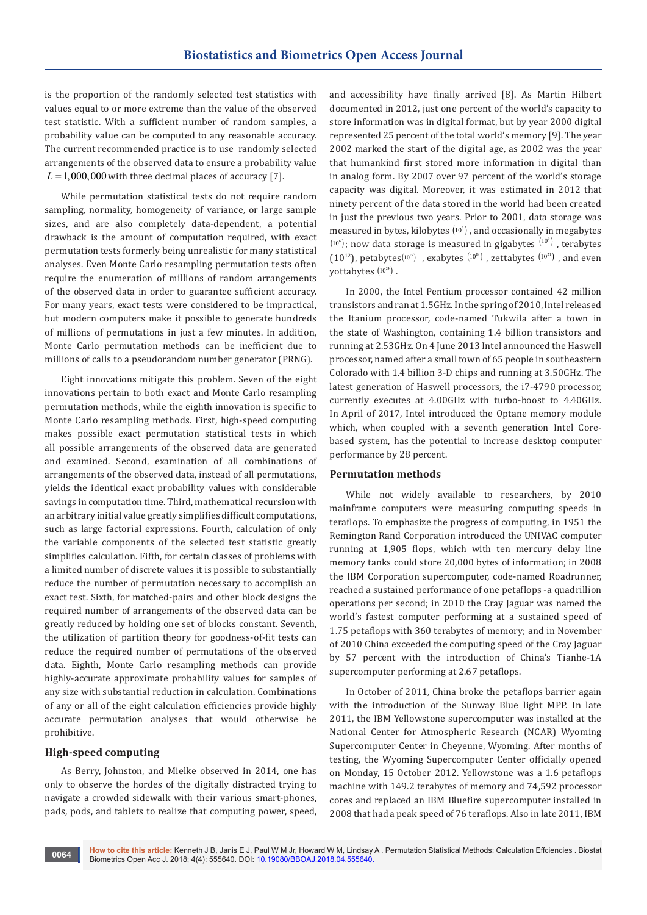is the proportion of the randomly selected test statistics with values equal to or more extreme than the value of the observed test statistic. With a sufficient number of random samples, a probability value can be computed to any reasonable accuracy. The current recommended practice is to use randomly selected arrangements of the observed data to ensure a probability value $L = 1,000,000$ with three decimal places of accuracy [7].

While permutation statistical tests do not require random sampling, normality, homogeneity of variance, or large sample sizes, and are also completely data-dependent, a potential drawback is the amount of computation required, with exact permutation tests formerly being unrealistic for many statistical analyses. Even Monte Carlo resampling permutation tests often require the enumeration of millions of random arrangements of the observed data in order to guarantee sufficient accuracy. For many years, exact tests were considered to be impractical, but modern computers make it possible to generate hundreds of millions of permutations in just a few minutes. In addition, Monte Carlo permutation methods can be inefficient due to millions of calls to a pseudorandom number generator (PRNG).

Eight innovations mitigate this problem. Seven of the eight innovations pertain to both exact and Monte Carlo resampling permutation methods, while the eighth innovation is specific to Monte Carlo resampling methods. First, high-speed computing makes possible exact permutation statistical tests in which all possible arrangements of the observed data are generated and examined. Second, examination of all combinations of arrangements of the observed data, instead of all permutations, yields the identical exact probability values with considerable savings in computation time. Third, mathematical recursion with an arbitrary initial value greatly simplifies difficult computations, such as large factorial expressions. Fourth, calculation of only the variable components of the selected test statistic greatly simplifies calculation. Fifth, for certain classes of problems with a limited number of discrete values it is possible to substantially reduce the number of permutation necessary to accomplish an exact test. Sixth, for matched-pairs and other block designs the required number of arrangements of the observed data can be greatly reduced by holding one set of blocks constant. Seventh, the utilization of partition theory for goodness-of-fit tests can reduce the required number of permutations of the observed data. Eighth, Monte Carlo resampling methods can provide highly-accurate approximate probability values for samples of any size with substantial reduction in calculation. Combinations of any or all of the eight calculation efficiencies provide highly accurate permutation analyses that would otherwise be prohibitive.

## High-speed computing

As Berry, Johnston, and Mielke observed in 2014, one has only to observe the hordes of the digitally distracted trying to navigate a crowded sidewalk with their various smart-phones, pads, pods, and tablets to realize that computing power, speed, and accessibility have finally arrived [8]. As Martin Hilbert documented in 2012, just one percent of the world's capacity to store information was in digital format, but by year 2000 digital represented 25 percent of the total world's memory [9]. The year 2002 marked the start of the digital age, as 2002 was the year that humankind first stored more information in digital than in analog form. By 2007 over 97 percent of the world's storage capacity was digital. Moreover, it was estimated in 2012 that ninety percent of the data stored in the world had been created in just the previous two years. Prior to 2001, data storage was measured in bytes, kilobytes $(10^3)$, and occasionally in megabytes $(10^6)$; now data storage is measured in gigabytes $(10^9)$, terabytes $(10^{12})$, petabytes $(10^{15})$, exabytes $(10^{18})$, zettabytes $(10^{21})$, and even yottabytes $(10^{24})$.

In 2000, the Intel Pentium processor contained 42 million transistors and ran at 1.5GHz. In the spring of 2010, Intel released the Itanium processor, code-named Tukwila after a town in the state of Washington, containing 1.4 billion transistors and running at 2.53GHz. On 4 June 2013 Intel announced the Haswell processor, named after a small town of 65 people in southeastern Colorado with 1.4 billion 3-D chips and running at 3.50GHz. The latest generation of Haswell processors, the i7-4790 processor, currently executes at 4.00GHz with turbo-boost to 4.40GHz. In April of 2017, Intel introduced the Optane memory module which, when coupled with a seventh generation Intel Core-based system, has the potential to increase desktop computer performance by 28 percent.

## Permutation methods

While not widely available to researchers, by 2010 mainframe computers were measuring computing speeds in teraflops. To emphasize the progress of computing, in 1951 the Remington Rand Corporation introduced the UNIVAC computer running at 1,905 flops, which with ten mercury delay line memory tanks could store 20,000 bytes of information; in 2008 the IBM Corporation supercomputer, code-named Roadrunner, reached a sustained performance of one petaflops -a quadrillion operations per second; in 2010 the Cray Jaguar was named the world's fastest computer performing at a sustained speed of 1.75 petaflops with 360 terabytes of memory; and in November of 2010 China exceeded the computing speed of the Cray Jaguar by 57 percent with the introduction of China's Tianhe-1A supercomputer performing at 2.67 petaflops.

In October of 2011, China broke the petaflops barrier again with the introduction of the Sunway Blue light MPP. In late 2011, the IBM Yellowstone supercomputer was installed at the National Center for Atmospheric Research (NCAR) Wyoming Supercomputer Center in Cheyenne, Wyoming. After months of testing, the Wyoming Supercomputer Center officially opened on Monday, 15 October 2012. Yellowstone was a 1.6 petaflops machine with 149.2 terabytes of memory and 74,592 processor cores and replaced an IBM Bluefire supercomputer installed in 2008 that had a peak speed of 76 teraflops. Also in late 2011, IBM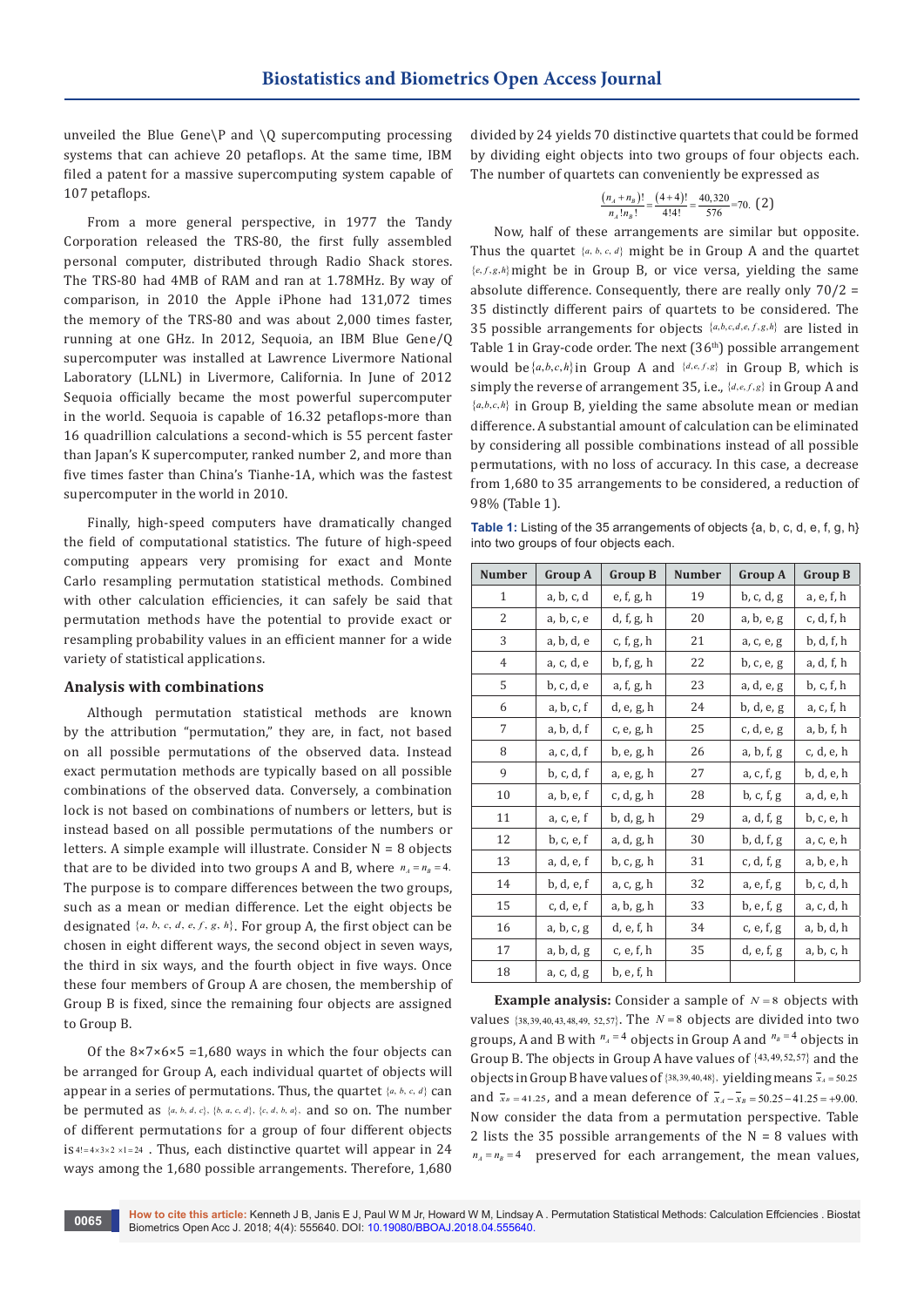unveiled the Blue Gene\P and \Q supercomputing processing systems that can achieve 20 petaflops. At the same time, IBM filed a patent for a massive supercomputing system capable of 107 petaflops.

From a more general perspective, in 1977 the Tandy Corporation released the TRS-80, the first fully assembled personal computer, distributed through Radio Shack stores. The TRS-80 had 4MB of RAM and ran at 1.78MHz. By way of comparison, in 2010 the Apple iPhone had 131,072 times the memory of the TRS-80 and was about 2,000 times faster, running at one GHz. In 2012, Sequoia, an IBM Blue Gene/Q supercomputer was installed at Lawrence Livermore National Laboratory (LLNL) in Livermore, California. In June of 2012 Sequoia officially became the most powerful supercomputer in the world. Sequoia is capable of 16.32 petaflops-more than 16 quadrillion calculations a second-which is 55 percent faster than Japan's K supercomputer, ranked number 2, and more than five times faster than China's Tianhe-1A, which was the fastest supercomputer in the world in 2010.

Finally, high-speed computers have dramatically changed the field of computational statistics. The future of high-speed computing appears very promising for exact and Monte Carlo resampling permutation statistical methods. Combined with other calculation efficiencies, it can safely be said that permutation methods have the potential to provide exact or resampling probability values in an efficient manner for a wide variety of statistical applications.

## Analysis with combinations

Although permutation statistical methods are known by the attribution "permutation," they are, in fact, not based on all possible permutations of the observed data. Instead exact permutation methods are typically based on all possible combinations of the observed data. Conversely, a combination lock is not based on combinations of numbers or letters, but is instead based on all possible permutations of the numbers or letters. A simple example will illustrate. Consider N = 8 objects that are to be divided into two groups A and B, where $n_A = n_B = 4$. The purpose is to compare differences between the two groups, such as a mean or median difference. Let the eight objects be designated $\{a, b, c, d, e, f, g, h\}$. For group A, the first object can be chosen in eight different ways, the second object in seven ways, the third in six ways, and the fourth object in five ways. Once these four members of Group A are chosen, the membership of Group B is fixed, since the remaining four objects are assigned to Group B.

Of the 8×7×6×5 =1,680 ways in which the four objects can be arranged for Group A, each individual quartet of objects will appear in a series of permutations. Thus, the quartet $\{a, b, c, d\}$ can be permuted as $\{a, b, d, c\}$, $\{b, a, c, d\}$, $\{c, d, b, a\}$, and so on. The number of different permutations for a group of four different objects is $4! = 4 \times 3 \times 2 \times 1 = 24$ . Thus, each distinctive quartet will appear in 24 ways among the 1,680 possible arrangements. Therefore, 1,680 divided by 24 yields 70 distinctive quartets that could be formed by dividing eight objects into two groups of four objects each. The number of quartets can conveniently be expressed as

$$\frac{(n_A + n_B)!}{n_A! n_B!} = \frac{(4+4)!}{4!4!} = \frac{40,320}{576} = 70. \quad (2)$$

Now, half of these arrangements are similar but opposite. Thus the quartet $\{a, b, c, d\}$ might be in Group A and the quartet $\{e, f, g, h\}$ might be in Group B, or vice versa, yielding the same absolute difference. Consequently, there are really only 70/2 = 35 distinctly different pairs of quartets to be considered. The 35 possible arrangements for objects $\{a, b, c, d, e, f, g, h\}$ are listed in Table 1 in Gray-code order. The next (36th) possible arrangement would be $\{a, b, c, h\}$ in Group A and $\{d, e, f, g\}$ in Group B, which is simply the reverse of arrangement 35, i.e., $\{d, e, f, g\}$ in Group A and $\{a, b, c, h\}$ in Group B, yielding the same absolute mean or median difference. A substantial amount of calculation can be eliminated by considering all possible combinations instead of all possible permutations, with no loss of accuracy. In this case, a decrease from 1,680 to 35 arrangements to be considered, a reduction of 98% (Table 1).

**Table 1:** Listing of the 35 arrangements of objects {a, b, c, d, e, f, g, h} into two groups of four objects each.

| Number | Group A | Group B | Number | Group A | Group B |
|---|---|---|---|---|---|
| 1 | a, b, c, d | e, f, g, h | 19 | b, c, d, g | a, e, f, h |
| 2 | a, b, c, e | d, f, g, h | 20 | a, b, e, g | c, d, f, h |
| 3 | a, b, d, e | c, f, g, h | 21 | a, c, e, g | b, d, f, h |
| 4 | a, c, d, e | b, f, g, h | 22 | b, c, e, g | a, d, f, h |
| 5 | b, c, d, e | a, f, g, h | 23 | a, d, e, g | b, c, f, h |
| 6 | a, b, c, f | d, e, g, h | 24 | b, d, e, g | a, c, f, h |
| 7 | a, b, d, f | c, e, g, h | 25 | c, d, e, g | a, b, f, h |
| 8 | a, c, d, f | b, e, g, h | 26 | a, b, f, g | c, d, e, h |
| 9 | b, c, d, f | a, e, g, h | 27 | a, c, f, g | b, d, e, h |
| 10 | a, b, e, f | c, d, g, h | 28 | b, c, f, g | a, d, e, h |
| 11 | a, c, e, f | b, d, g, h | 29 | a, d, f, g | b, c, e, h |
| 12 | b, c, e, f | a, d, g, h | 30 | b, d, f, g | a, c, e, h |
| 13 | a, d, e, f | b, c, g, h | 31 | c, d, f, g | a, b, e, h |
| 14 | b, d, e, f | a, c, g, h | 32 | a, e, f, g | b, c, d, h |
| 15 | c, d, e, f | a, b, g, h | 33 | b, e, f, g | a, c, d, h |
| 16 | a, b, c, g | d, e, f, h | 34 | c, e, f, g | a, b, d, h |
| 17 | a, b, d, g | c, e, f, h | 35 | d, e, f, g | a, b, c, h |
| 18 | a, c, d, g | b, e, f, h | | | |

**Example analysis:** Consider a sample of $N = 8$ objects with values $\{38, 39, 40, 43, 48, 49, 52, 57\}$. The $N = 8$ objects are divided into two groups, A and B with $n_A = 4$ objects in Group A and $n_B = 4$ objects in Group B. The objects in Group A have values of $\{43, 49, 52, 57\}$ and the objects in Group B have values of $\{38, 39, 40, 48\}$, yielding means $\bar{x}_A = 50.25$ and $\bar{x}_B = 41.25$, and a mean deference of $\bar{x}_A - \bar{x}_B = 50.25 - 41.25 = +9.00$. Now consider the data from a permutation perspective. Table 2 lists the 35 possible arrangements of the N = 8 values with $n_A = n_B = 4$ preserved for each arrangement, the mean values,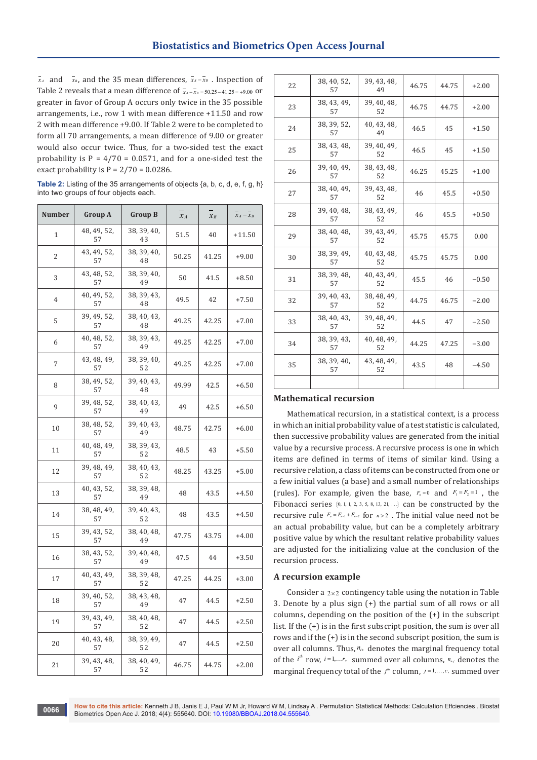$\bar{x}_A$ and $\bar{x}_B$, and the 35 mean differences, $\bar{x}_A - \bar{x}_B$. Inspection of Table 2 reveals that a mean difference of $\bar{x}_A - \bar{x}_B = 50.25 - 41.25 = +9.00$ or greater in favor of Group A occurs only twice in the 35 possible arrangements, i.e., row 1 with mean difference +11.50 and row 2 with mean difference +9.00. If Table 2 were to be completed to form all 70 arrangements, a mean difference of 9.00 or greater would also occur twice. Thus, for a two-sided test the exact probability is P = 4/70 = 0.0571, and for a one-sided test the exact probability is P = 2/70 = 0.0286.

**Table 2:** Listing of the 35 arrangements of objects {a, b, c, d, e, f, g, h} into two groups of four objects each.

| Number | Group A | Group B | $\bar{x}_A$ | $\bar{x}_B$ | $\bar{x}_A - \bar{x}_B$ |
|---|---|---|---|---|---|
| 1 | 48, 49, 52, 57 | 38, 39, 40, 43 | 51.5 | 40 | +11.50 |
| 2 | 43, 49, 52, 57 | 38, 39, 40, 48 | 50.25 | 41.25 | +9.00 |
| 3 | 43, 48, 52, 57 | 38, 39, 40, 49 | 50 | 41.5 | +8.50 |
| 4 | 40, 49, 52, 57 | 38, 39, 43, 48 | 49.5 | 42 | +7.50 |
| 5 | 39, 49, 52, 57 | 38, 40, 43, 48 | 49.25 | 42.25 | +7.00 |
| 6 | 40, 48, 52, 57 | 38, 39, 43, 49 | 49.25 | 42.25 | +7.00 |
| 7 | 43, 48, 49, 57 | 38, 39, 40, 52 | 49.25 | 42.25 | +7.00 |
| 8 | 38, 49, 52, 57 | 39, 40, 43, 48 | 49.99 | 42.5 | +6.50 |
| 9 | 39, 48, 52, 57 | 38, 40, 43, 49 | 49 | 42.5 | +6.50 |
| 10 | 38, 48, 52, 57 | 39, 40, 43, 49 | 48.75 | 42.75 | +6.00 |
| 11 | 40, 48, 49, 57 | 38, 39, 43, 52 | 48.5 | 43 | +5.50 |
| 12 | 39, 48, 49, 57 | 38, 40, 43, 52 | 48.25 | 43.25 | +5.00 |
| 13 | 40, 43, 52, 57 | 38, 39, 48, 49 | 48 | 43.5 | +4.50 |
| 14 | 38, 48, 49, 57 | 39, 40, 43, 52 | 48 | 43.5 | +4.50 |
| 15 | 39, 43, 52, 57 | 38, 40, 48, 49 | 47.75 | 43.75 | +4.00 |
| 16 | 38, 43, 52, 57 | 39, 40, 48, 49 | 47.5 | 44 | +3.50 |
| 17 | 40, 43, 49, 57 | 38, 39, 48, 52 | 47.25 | 44.25 | +3.00 |
| 18 | 39, 40, 52, 57 | 38, 43, 48, 49 | 47 | 44.5 | +2.50 |
| 19 | 39, 43, 49, 57 | 38, 40, 48, 52 | 47 | 44.5 | +2.50 |
| 20 | 40, 43, 48, 57 | 38, 39, 49, 52 | 47 | 44.5 | +2.50 |
| 21 | 39, 43, 48, 57 | 38, 40, 49, 52 | 46.75 | 44.75 | +2.00 |
| 22 | 38, 40, 52, 57 | 39, 43, 48, 49 | 46.75 | 44.75 | +2.00 |
| 23 | 38, 43, 49, 57 | 39, 40, 48, 52 | 46.75 | 44.75 | +2.00 |
| 24 | 38, 39, 52, 57 | 40, 43, 48, 49 | 46.5 | 45 | +1.50 |
| 25 | 38, 43, 48, 57 | 39, 40, 49, 52 | 46.5 | 45 | +1.50 |
| 26 | 39, 40, 49, 57 | 38, 43, 48, 52 | 46.25 | 45.25 | +1.00 |
| 27 | 38, 40, 49, 57 | 39, 43, 48, 52 | 46 | 45.5 | +0.50 |
| 28 | 39, 40, 48, 57 | 38, 43, 49, 52 | 46 | 45.5 | +0.50 |
| 29 | 38, 40, 48, 57 | 39, 43, 49, 52 | 45.75 | 45.75 | 0.00 |
| 30 | 38, 39, 49, 57 | 40, 43, 48, 52 | 45.75 | 45.75 | 0.00 |
| 31 | 38, 39, 48, 57 | 40, 43, 49, 52 | 45.5 | 46 | −0.50 |
| 32 | 39, 40, 43, 57 | 38, 48, 49, 52 | 44.75 | 46.75 | −2.00 |
| 33 | 38, 40, 43, 57 | 39, 48, 49, 52 | 44.5 | 47 | −2.50 |
| 34 | 38, 39, 43, 57 | 40, 48, 49, 52 | 44.25 | 47.25 | −3.00 |
| 35 | 38, 39, 40, 57 | 43, 48, 49, 52 | 43.5 | 48 | −4.50 |

## Mathematical recursion

Mathematical recursion, in a statistical context, is a process in which an initial probability value of a test statistic is calculated, then successive probability values are generated from the initial value by a recursive process. A recursive process is one in which items are defined in terms of items of similar kind. Using a recursive relation, a class of items can be constructed from one or a few initial values (a base) and a small number of relationships (rules). For example, given the base, $F_0 = 0$ and $F_1 = F_2 = 1$, the Fibonacci series $\{0, 1, 1, 2, 3, 5, 8, 13, 21, \ldots\}$ can be constructed by the recursive rule $F_n = F_{n-1} + F_{n-2}$ for $n > 2$. The initial value need not be an actual probability value, but can be a completely arbitrary positive value by which the resultant relative probability values are adjusted for the initializing value at the conclusion of the recursion process.

## A recursion example

Consider a $2 \times 2$ contingency table using the notation in Table 3. Denote by a plus sign (+) the partial sum of all rows or all columns, depending on the position of the (+) in the subscript list. If the (+) is in the first subscript position, the sum is over all rows and if the (+) is in the second subscript position, the sum is over all columns. Thus, $n_{i+}$ denotes the marginal frequency total of the $i^{th}$ row, $i = 1, \ldots r$, summed over all columns, $n_{+j}$ denotes the marginal frequency total of the $j^{th}$ column, $j = 1, \ldots, c$, summed over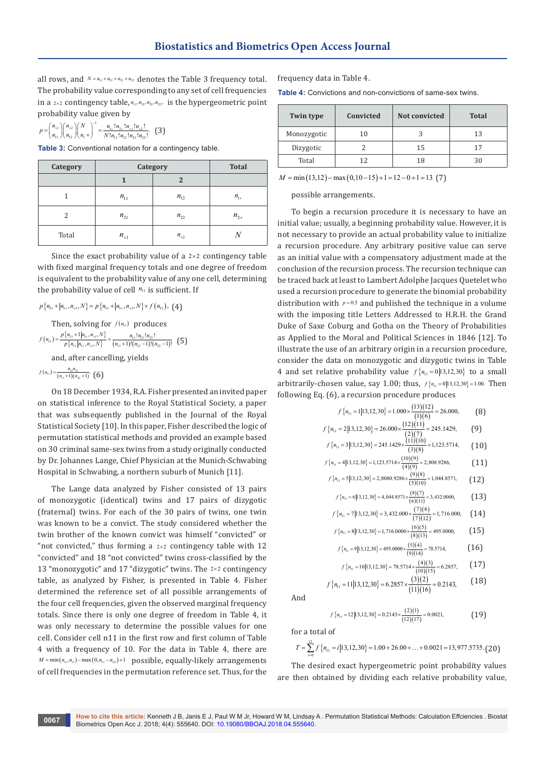all rows, and $N = n_{11} + n_{12} + n_{21} + n_{22}$ denotes the Table 3 frequency total. The probability value corresponding to any set of cell frequencies in a $2\times2$ contingency table, $n_{11}, n_{12}, n_{21}, n_{22}$, is the hypergeometric point probability value given by

$$p = \binom{n_{+1}}{n_{11}}\binom{n_{+2}}{n_{12}}\binom{N}{n_{1+}}^{-1} = \frac{n_{1+}!\,n_{2+}!\,n_{+1}!\,n_{+2}!}{N!\,n_{11}!\,n_{12}!\,n_{21}!\,n_{22}!}. \quad (3)$$

**Table 3:** Conventional notation for a contingency table.

| Category | Category | | Total |
|---|---|---|---|
| | 1 | 2 | |
| 1 | $n_{11}$ | $n_{12}$ | $n_{1+}$ |
| 2 | $n_{21}$ | $n_{22}$ | $n_{2+}$ |
| Total | $n_{+1}$ | $n_{+2}$ | $N$ |

Since the exact probability value of a $2\times2$ contingency table with fixed marginal frequency totals and one degree of freedom is equivalent to the probability value of any one cell, determining the probability value of cell $n_{11}$ is sufficient. If

$$p\{n_{11}+1|n_{1+},n_{+1},N\} = p\{n_{11}+|n_{1+},n_{+1},N\}\times f(n_{11}), \quad (4)$$

Then, solving for $f(n_{11})$ produces

$$f(n_{11}) = \frac{p\{n_{11}+1|n_{1+},n_{+1},N\}}{p\{n_{11}|n_{1+},n_{+1},N\}} = \frac{n_{11}!\,n_{12}!\,n_{22}!}{(n_{11}+1)!(n_{12}-1)!(n_{22}-1)!} \quad (5)$$

and, after cancelling, yields

$$f(n_{11}) = \frac{n_{12}n_{21}}{(n_{11}+1)(n_{22}+1)}. \quad (6)$$

On 18 December 1934, R.A. Fisher presented an invited paper on statistical inference to the Royal Statistical Society, a paper that was subsequently published in the Journal of the Royal Statistical Society [10]. In this paper, Fisher described the logic of permutation statistical methods and provided an example based on 30 criminal same-sex twins from a study originally conducted by Dr. Johannes Lange, Chief Physician at the Munich-Schwabing Hospital in Schwabing, a northern suburb of Munich [11].

The Lange data analyzed by Fisher consisted of 13 pairs of monozygotic (identical) twins and 17 pairs of dizygotic (fraternal) twins. For each of the 30 pairs of twins, one twin was known to be a convict. The study considered whether the twin brother of the known convict was himself "convicted" or "not convicted," thus forming a $2\times2$ contingency table with 12 "convicted" and 18 "not convicted" twins cross-classified by the 13 "monozygotic" and 17 "dizygotic" twins. The $2\times2$ contingency table, as analyzed by Fisher, is presented in Table 4. Fisher determined the reference set of all possible arrangements of the four cell frequencies, given the observed marginal frequency totals. Since there is only one degree of freedom in Table 4, it was only necessary to determine the possible values for one cell. Consider cell n11 in the first row and first column of Table 4 with a frequency of 10. For the data in Table 4, there are $M = \min(n_{1+}, n_{+1}) - \max(0, n_{11} - n_{22}) + 1$ possible, equally-likely arrangements of cell frequencies in the permutation reference set. Thus, for the frequency data in Table 4.

**Table 4:** Convictions and non-convictions of same-sex twins.

| Twin type | Convicted | Not convicted | Total |
|---|---|---|---|
| Monozygotic | 10 | 3 | 13 |
| Dizygotic | 2 | 15 | 17 |
| Total | 12 | 18 | 30 |

$$M = \min(13,12) - \max(0,10-15) + 1 = 12 - 0 + 1 = 13 \quad (7)$$

possible arrangements.

To begin a recursion procedure it is necessary to have an initial value; usually, a beginning probability value. However, it is not necessary to provide an actual probability value to initialize a recursion procedure. Any arbitrary positive value can serve as an initial value with a compensatory adjustment made at the conclusion of the recursion process. The recursion technique can be traced back at least to Lambert Adolphe Jacques Quetelet who used a recursion procedure to generate the binomial probability distribution with $p = 0.5$ and published the technique in a volume with the imposing title Letters Addressed to H.R.H. the Grand Duke of Saxe Coburg and Gotha on the Theory of Probabilities as Applied to the Moral and Political Sciences in 1846 [12]. To illustrate the use of an arbitrary origin in a recursion procedure, consider the data on monozygotic and dizygotic twins in Table 4 and set relative probability value $f\{n_{11} = 0|13,12,30\}$ to a small arbitrarily-chosen value, say 1.00; thus, $f\{n_{11} = 0|13,12,30\} = 1.00$. Then following Eq. (6), a recursion procedure produces

$$f\{n_{11} = 1|13,12,30\} = 1.000\times\frac{(13)(12)}{(1)(6)} = 26.000, \quad (8)$$

$$f\{n_{11} = 2|13,12,30\} = 26.000\times\frac{(12)(11)}{(2)(7)} = 245.1429, \quad (9)$$

$$f\{n_{11} = 3|13,12,30\} = 245.1429\times\frac{(11)(10)}{(3)(8)} = 1{,}123.5714, \quad (10)$$

$$f\{n_{11} = 4|13,12,30\} = 1{,}123.5714\times\frac{(10)(9)}{(4)(9)} = 2{,}808.9286, \quad (11)$$

$$f\{n_{11} = 5|13,12,30\} = 2{,}8080.9286\times\frac{(9)(8)}{(5)(10)} = 1{,}044.8571, \quad (12)$$

$$f\{n_{11} = 6|13,12,30\} = 4{,}044.8571\times\frac{(8)(7)}{(6)(11)} = 3{,}432.0000, \quad (13)$$

$$f\{n_{11} = 7|13,12,30\} = 3{,}432.000\times\frac{(7)(6)}{(7)(12)} = 1{,}716.000, \quad (14)$$

$$f\{n_{11} = 8|13,12,30\} = 1{,}716.0000\times\frac{(6)(5)}{(8)(13)} = 495.0000, \quad (15)$$

$$f\{n_{11} = 9|13,12,30\} = 495.0000\times\frac{(5)(4)}{(9)(14)} = 78.5714, \quad (16)$$

$$f\{n_{11} = 10|13,12,30\} = 78.5714\times\frac{(4)(3)}{(10)(15)} = 6.2857, \quad (17)$$

$$f\{n_{11} = 11|13,12,30\} = 6.2857\times\frac{(3)(2)}{(11)(16)} = 0.2143, \quad (18)$$

And

$$f\{n_{11} = 12|13,12,30\} = 0.2143\times\frac{(2)(1)}{(12)(17)} = 0.0021, \quad (19)$$

for a total of

$$T = \sum_{i=0}^{12} f\{n_{11} = i|13,12,30\} = 1.00 + 26.00 + \ldots + 0.0021 = 13{,}977.5735. \quad (20)$$

The desired exact hypergeometric point probability values are then obtained by dividing each relative probability value,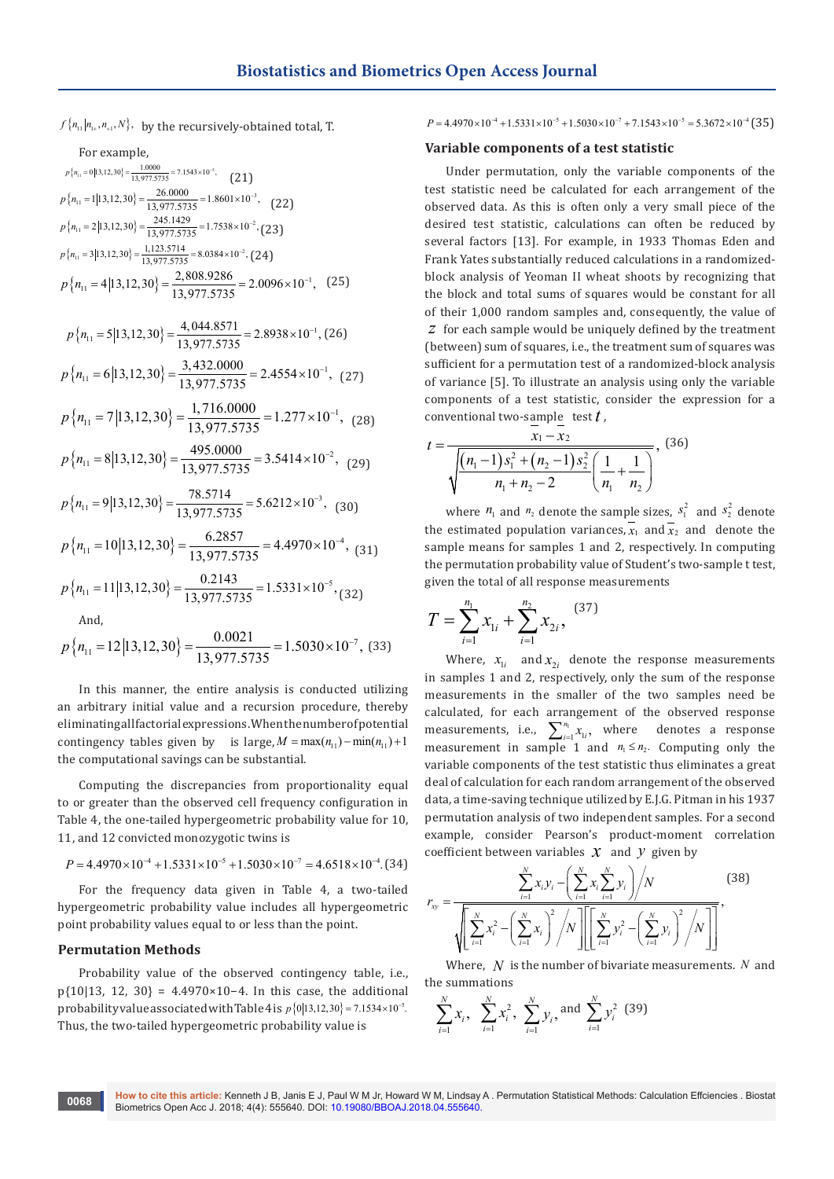$f\{n_{11}|n_{1*}, n_{*1}, N\}$, by the recursively-obtained total, T.

For example,

$$p\{n_{11}=0|13,12,30\}=\frac{1.0000}{13,977.5735}=7.1543\times10^{-5}, \quad (21)$$

$$p\{n_{11}=1|13,12,30\}=\frac{26.0000}{13,977.5735}=1.8601\times10^{-3}, \quad (22)$$

$$p\{n_{11}=2|13,12,30\}=\frac{245.1429}{13,977.5735}=1.7538\times10^{-2}, \quad (23)$$

$$p\{n_{11}=3|13,12,30\}=\frac{1,123.5714}{13,977.5735}=8.0384\times10^{-2}, \quad (24)$$

$$p\{n_{11}=4|13,12,30\}=\frac{2,808.9286}{13,977.5735}=2.0096\times10^{-1}, \quad (25)$$

$$p\{n_{11}=5|13,12,30\}=\frac{4,044.8571}{13,977.5735}=2.8938\times10^{-1}, \quad (26)$$

$$p\{n_{11}=6|13,12,30\}=\frac{3,432.0000}{13,977.5735}=2.4554\times10^{-1}, \quad (27)$$

$$p\{n_{11}=7|13,12,30\}=\frac{1,716.0000}{13,977.5735}=1.277\times10^{-1}, \quad (28)$$

$$p\{n_{11}=8|13,12,30\}=\frac{495.0000}{13,977.5735}=3.5414\times10^{-2}, \quad (29)$$

$$p\{n_{11}=9|13,12,30\}=\frac{78.5714}{13,977.5735}=5.6212\times10^{-3}, \quad (30)$$

$$p\{n_{11}=10|13,12,30\}=\frac{6.2857}{13,977.5735}=4.4970\times10^{-4}, \quad (31)$$

$$p\{n_{11}=11|13,12,30\}=\frac{0.2143}{13,977.5735}=1.5331\times10^{-5}, \quad (32)$$

And,

$$p\{n_{11}=12|13,12,30\}=\frac{0.0021}{13,977.5735}=1.5030\times10^{-7}, \quad (33)$$

In this manner, the entire analysis is conducted utilizing an arbitrary initial value and a recursion procedure, thereby eliminating all factorial expressions. When the number of potential contingency tables given by is large, $M=\max(n_{11})-\min(n_{11})+1$ the computational savings can be substantial.

Computing the discrepancies from proportionality equal to or greater than the observed cell frequency configuration in Table 4, the one-tailed hypergeometric probability value for 10, 11, and 12 convicted monozygotic twins is

$$P=4.4970\times10^{-4}+1.5331\times10^{-5}+1.5030\times10^{-7}=4.6518\times10^{-4}. \quad (34)$$

For the frequency data given in Table 4, a two-tailed hypergeometric probability value includes all hypergeometric point probability values equal to or less than the point.

## Permutation Methods

Probability value of the observed contingency table, i.e., p{10|13, 12, 30} = 4.4970×10−4. In this case, the additional probability value associated with Table 4 is $p\{0|13,12,30\}=7.1534\times10^{-5}$. Thus, the two-tailed hypergeometric probability value is

$$P=4.4970\times10^{-4}+1.5331\times10^{-5}+1.5030\times10^{-7}+7.1543\times10^{-5}=5.3672\times10^{-4} \quad (35)$$

## Variable components of a test statistic

Under permutation, only the variable components of the test statistic need be calculated for each arrangement of the observed data. As this is often only a very small piece of the desired test statistic, calculations can often be reduced by several factors [13]. For example, in 1933 Thomas Eden and Frank Yates substantially reduced calculations in a randomized-block analysis of Yeoman II wheat shoots by recognizing that the block and total sums of squares would be constant for all of their 1,000 random samples and, consequently, the value of $z$ for each sample would be uniquely defined by the treatment (between) sum of squares, i.e., the treatment sum of squares was sufficient for a permutation test of a randomized-block analysis of variance [5]. To illustrate an analysis using only the variable components of a test statistic, consider the expression for a conventional two-sample test $t$,

$$t=\frac{\bar{x}_1-\bar{x}_2}{\sqrt{\left[\frac{(n_1-1)s_1^2+(n_2-1)s_2^2}{n_1+n_2-2}\right]\left(\frac{1}{n_1}+\frac{1}{n_2}\right)}}, \quad (36)$$

where $n_1$ and $n_2$ denote the sample sizes, $s_1^2$ and $s_2^2$ denote the estimated population variances, $\bar{x}_1$ and $\bar{x}_2$ and denote the sample means for samples 1 and 2, respectively. In computing the permutation probability value of Student's two-sample t test, given the total of all response measurements

$$T=\sum_{i=1}^{n_1}x_{1i}+\sum_{i=1}^{n_2}x_{2i}, \quad (37)$$

Where, $x_{1i}$ and $x_{2i}$ denote the response measurements in samples 1 and 2, respectively, only the sum of the response measurements in the smaller of the two samples need be calculated, for each arrangement of the observed response measurements, i.e., $\sum_{i=1}^{n_1}x_{1i}$, where denotes a response measurement in sample 1 and $n_1\le n_2$. Computing only the variable components of the test statistic thus eliminates a great deal of calculation for each random arrangement of the observed data, a time-saving technique utilized by E.J.G. Pitman in his 1937 permutation analysis of two independent samples. For a second example, consider Pearson's product-moment correlation coefficient between variables $x$ and $y$ given by

$$r_{xy}=\frac{\sum_{i=1}^{N}x_iy_i-\left(\sum_{i=1}^{N}x_i\sum_{i=1}^{N}y_i\right)\Big/N}{\sqrt{\left[\sum_{i=1}^{N}x_i^2-\left(\sum_{i=1}^{N}x_i\right)^2\Big/N\right]\left[\sum_{i=1}^{N}y_i^2-\left(\sum_{i=1}^{N}y_i\right)^2\Big/N\right]}}, \quad (38)$$

Where, $N$ is the number of bivariate measurements. $N$ and the summations

$$\sum_{i=1}^{N}x_i,\ \sum_{i=1}^{N}x_i^2,\ \sum_{i=1}^{N}y_i,\ \text{and}\ \sum_{i=1}^{N}y_i^2 \quad (39)$$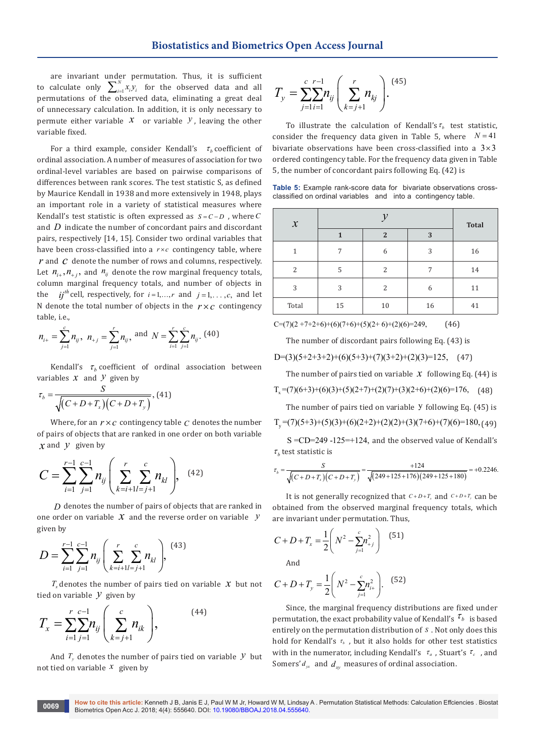are invariant under permutation. Thus, it is sufficient to calculate only $\sum_{i=1}^{N} x_i y_i$ for the observed data and all permutations of the observed data, eliminating a great deal of unnecessary calculation. In addition, it is only necessary to permute either variable $x$ or variable $y$, leaving the other variable fixed.

For a third example, consider Kendall's $\tau_b$ coefficient of ordinal association. A number of measures of association for two ordinal-level variables are based on pairwise comparisons of differences between rank scores. The test statistic S, as defined by Maurice Kendall in 1938 and more extensively in 1948, plays an important role in a variety of statistical measures where Kendall's test statistic is often expressed as $S = C - D$ , where $C$ and $D$ indicate the number of concordant pairs and discordant pairs, respectively [14, 15]. Consider two ordinal variables that have been cross-classified into a $r \times c$ contingency table, where $r$ and $c$ denote the number of rows and columns, respectively. Let $n_{i+}, n_{+j}$, and $n_{ij}$ denote the row marginal frequency totals, column marginal frequency totals, and number of objects in the $ij^{th}$ cell, respectively, for $i = 1,\ldots,r$ and $j = 1,\ldots,c$, and let N denote the total number of objects in the $r \times c$ contingency table, i.e.,

$$n_{i+} = \sum_{j=1}^{c} n_{ij},\ \ n_{+j} = \sum_{j=1}^{r} n_{ij},\ \text{and}\ \ N = \sum_{i=1}^{r}\sum_{j=1}^{c} n_{ij}. \quad (40)$$

Kendall's $\tau_b$ coefficient of ordinal association between variables $x$ and $y$ given by

$$\tau_b = \frac{S}{\sqrt{\left(C + D + T_x\right)\left(C + D + T_y\right)}}, \quad (41)$$

Where, for an $r \times c$ contingency table $C$ denotes the number of pairs of objects that are ranked in one order on both variable $x$ and $y$ given by

$$C = \sum_{i=1}^{r-1}\sum_{j=1}^{c-1} n_{ij}\left(\sum_{k=i+1}^{r}\sum_{l=j+1}^{c} n_{kl}\right), \quad (42)$$

$D$ denotes the number of pairs of objects that are ranked in one order on variable $x$ and the reverse order on variable $y$ given by

$$D = \sum_{i=1}^{r-1}\sum_{j=1}^{c-1} n_{ij}\left(\sum_{k=i+1}^{r}\sum_{l=j+1}^{c} n_{kl}\right), \quad (43)$$

$T_x$ denotes the number of pairs tied on variable $x$ but not tied on variable $y$ given by

$$T_x = \sum_{i=1}^{r}\sum_{j=1}^{c-1} n_{ij}\left(\sum_{k=j+1}^{c} n_{ik}\right), \quad (44)$$

And $T_y$ denotes the number of pairs tied on variable $y$ but not tied on variable $x$ given by

$$T_y = \sum_{j=1}^{c}\sum_{i=1}^{r-1} n_{ij}\left(\sum_{k=j+1}^{r} n_{kj}\right). \quad (45)$$

To illustrate the calculation of Kendall's $\tau_b$ test statistic, consider the frequency data given in Table 5, where $N = 41$ bivariate observations have been cross-classified into a $3 \times 3$ ordered contingency table. For the frequency data given in Table 5, the number of concordant pairs following Eq. (42) is

**Table 5:** Example rank-score data for bivariate observations cross-classified on ordinal variables and into a contingency table.

| $x$ | $y$ | | | Total |
|---|---|---|---|---|
| | 1 | 2 | 3 | |
| 1 | 7 | 6 | 3 | 16 |
| 2 | 5 | 2 | 7 | 14 |
| 3 | 3 | 2 | 6 | 11 |
| Total | 15 | 10 | 16 | 41 |

$$C = (7)(2+7+2+6) + (6)(7+6) + (5)(2+6) + (2)(6) = 249, \quad (46)$$

The number of discordant pairs following Eq. (43) is

$$D = (3)(5+2+3+2) + (6)(5+3) + (7)(3+2) + (2)(3) = 125, \quad (47)$$

The number of pairs tied on variable $x$ following Eq. (44) is

$$T_x = (7)(6+3) + (6)(3) + (5)(2+7) + (2)(7) + (3)(2+6) + (2)(6) = 176, \quad (48)$$

The number of pairs tied on variable $y$ following Eq. (45) is

$$T_y = (7)(5+3) + (5)(3) + (6)(2+2) + (2)(2) + (3)(7+6) + (7)(6) = 180, \quad (49)$$

$S = CD = 249 - 125 = +124$, and the observed value of Kendall's $\tau_b$ test statistic is

$$\tau_b = \frac{S}{\sqrt{\left(C + D + T_x\right)\left(C + D + T_y\right)}} = \frac{+124}{\sqrt{(249 + 125 + 176)(249 + 125 + 180)}} = +0.2246.$$

It is not generally recognized that $C + D + T_x$ and $C + D + T_y$ can be obtained from the observed marginal frequency totals, which are invariant under permutation. Thus,

$$C + D + T_x = \frac{1}{2}\left(N^2 - \sum_{j=1}^{c} n_{+j}^2\right) \quad (51)$$

And

$$C + D + T_y = \frac{1}{2}\left(N^2 - \sum_{j=1}^{c} n_{i+}^2\right). \quad (52)$$

Since, the marginal frequency distributions are fixed under permutation, the exact probability value of Kendall's $\tau_b$ is based entirely on the permutation distribution of $S$. Not only does this hold for Kendall's $\tau_b$, but it also holds for other test statistics with in the numerator, including Kendall's $\tau_a$, Stuart's $\tau_c$, and Somers' $d_{yx}$ and $d_{xy}$ measures of ordinal association.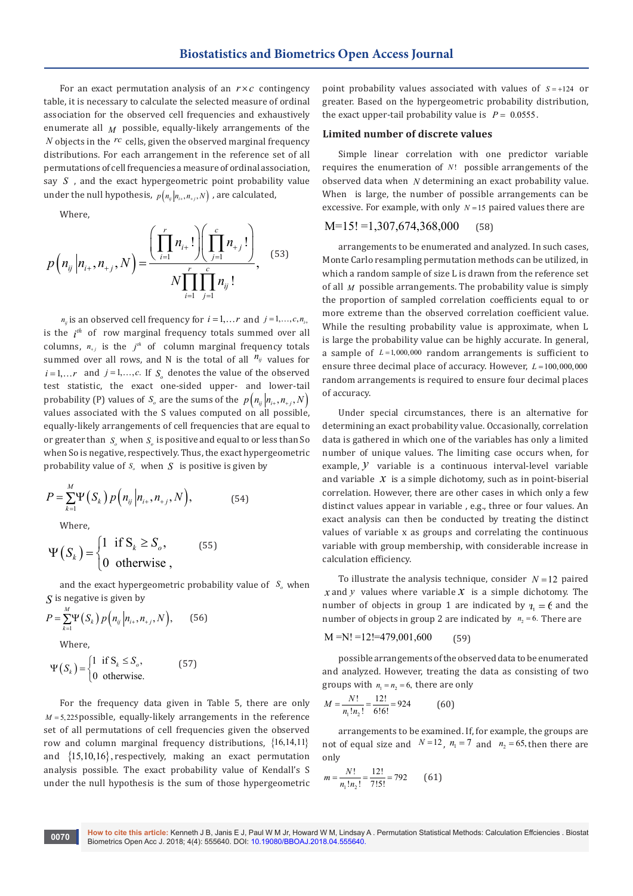For an exact permutation analysis of an $r \times c$ contingency table, it is necessary to calculate the selected measure of ordinal association for the observed cell frequencies and exhaustively enumerate all $M$ possible, equally-likely arrangements of the $N$ objects in the $rc$ cells, given the observed marginal frequency distributions. For each arrangement in the reference set of all permutations of cell frequencies a measure of ordinal association, say $S$, and the exact hypergeometric point probability value under the null hypothesis, $p\left(n_{ij} \middle| n_{i+}, n_{+j}, N\right)$, are calculated,

Where,

$$p\left(n_{ij} \middle| n_{i+}, n_{+j}, N\right) = \frac{\left(\prod_{i=1}^{r} n_{i+}!\right)\left(\prod_{j=1}^{c} n_{+j}!\right)}{N \prod_{i=1}^{r} \prod_{j=1}^{c} n_{ij}!}, \quad (53)$$

$n_{ij}$ is an observed cell frequency for $i = 1, \ldots r$ and $j = 1, \ldots, c, n_{i+}$ is the $i^{th}$ of row marginal frequency totals summed over all columns, $n_{+j}$ is the $j^{th}$ of column marginal frequency totals summed over all rows, and N is the total of all $n_{ij}$ values for $i = 1, \ldots r$ and $j = 1, \ldots, c$. If $S_o$ denotes the value of the observed test statistic, the exact one-sided upper- and lower-tail probability (P) values of $S_o$ are the sums of the $p\left(n_{ij} \middle| n_{i+}, n_{+j}, N\right)$ values associated with the S values computed on all possible, equally-likely arrangements of cell frequencies that are equal to or greater than $S_o$ when $S_o$ is positive and equal to or less than So when So is negative, respectively. Thus, the exact hypergeometric probability value of $S_o$ when $S$ is positive is given by

$$P = \sum_{k=1}^{M} \Psi\left(S_k\right) p\left(n_{ij} \middle| n_{i+}, n_{+j}, N\right), \quad (54)$$

Where,

$$\Psi\left(S_k\right) = \begin{cases} 1 & \text{if } S_k \geq S_o, \\ 0 & \text{otherwise}, \end{cases} \quad (55)$$

and the exact hypergeometric probability value of $S_o$ when $S$ is negative is given by

$$P = \sum_{k=1}^{M} \Psi\left(S_k\right) p\left(n_{ij} \middle| n_{i+}, n_{+j}, N\right), \quad (56)$$

Where,

$$\Psi\left(S_k\right) = \begin{cases} 1 & \text{if } S_k \leq S_o, \\ 0 & \text{otherwise}. \end{cases} \quad (57)$$

For the frequency data given in Table 5, there are only $M = 5{,}225$ possible, equally-likely arrangements in the reference set of all permutations of cell frequencies given the observed row and column marginal frequency distributions, $\{16,14,11\}$ and $\{15,10,16\}$, respectively, making an exact permutation analysis possible. The exact probability value of Kendall's S under the null hypothesis is the sum of those hypergeometric point probability values associated with values of $S = +124$ or greater. Based on the hypergeometric probability distribution, the exact upper-tail probability value is $P = 0.0555$.

## Limited number of discrete values

Simple linear correlation with one predictor variable requires the enumeration of $N!$ possible arrangements of the observed data when $N$ determining an exact probability value. When is large, the number of possible arrangements can be excessive. For example, with only $N = 15$ paired values there are

$$M = 15! = 1{,}307{,}674{,}368{,}000 \quad (58)$$

arrangements to be enumerated and analyzed. In such cases, Monte Carlo resampling permutation methods can be utilized, in which a random sample of size L is drawn from the reference set of all $M$ possible arrangements. The probability value is simply the proportion of sampled correlation coefficients equal to or more extreme than the observed correlation coefficient value. While the resulting probability value is approximate, when L is large the probability value can be highly accurate. In general, a sample of $L = 1{,}000{,}000$ random arrangements is sufficient to ensure three decimal place of accuracy. However, $L = 100{,}000{,}000$ random arrangements is required to ensure four decimal places of accuracy.

Under special circumstances, there is an alternative for determining an exact probability value. Occasionally, correlation data is gathered in which one of the variables has only a limited number of unique values. The limiting case occurs when, for example, $y$ variable is a continuous interval-level variable and variable $x$ is a simple dichotomy, such as in point-biserial correlation. However, there are other cases in which only a few distinct values appear in variable , e.g., three or four values. An exact analysis can then be conducted by treating the distinct values of variable x as groups and correlating the continuous variable with group membership, with considerable increase in calculation efficiency.

To illustrate the analysis technique, consider $N = 12$ paired $x$ and $y$ values where variable $x$ is a simple dichotomy. The number of objects in group 1 are indicated by $n_1 = 6$ and the number of objects in group 2 are indicated by $n_2 = 6$. There are

$$M = N! = 12! = 479{,}001{,}600 \quad (59)$$

possible arrangements of the observed data to be enumerated and analyzed. However, treating the data as consisting of two groups with $n_1 = n_2 = 6$, there are only

$$M = \frac{N!}{n_1!n_2!} = \frac{12!}{6!6!} = 924 \quad (60)$$

arrangements to be examined. If, for example, the groups are not of equal size and $N = 12$, $n_1 = 7$ and $n_2 = 65$, then there are only

$$m = \frac{N!}{n_1!n_2!} = \frac{12!}{7!5!} = 792 \quad (61)$$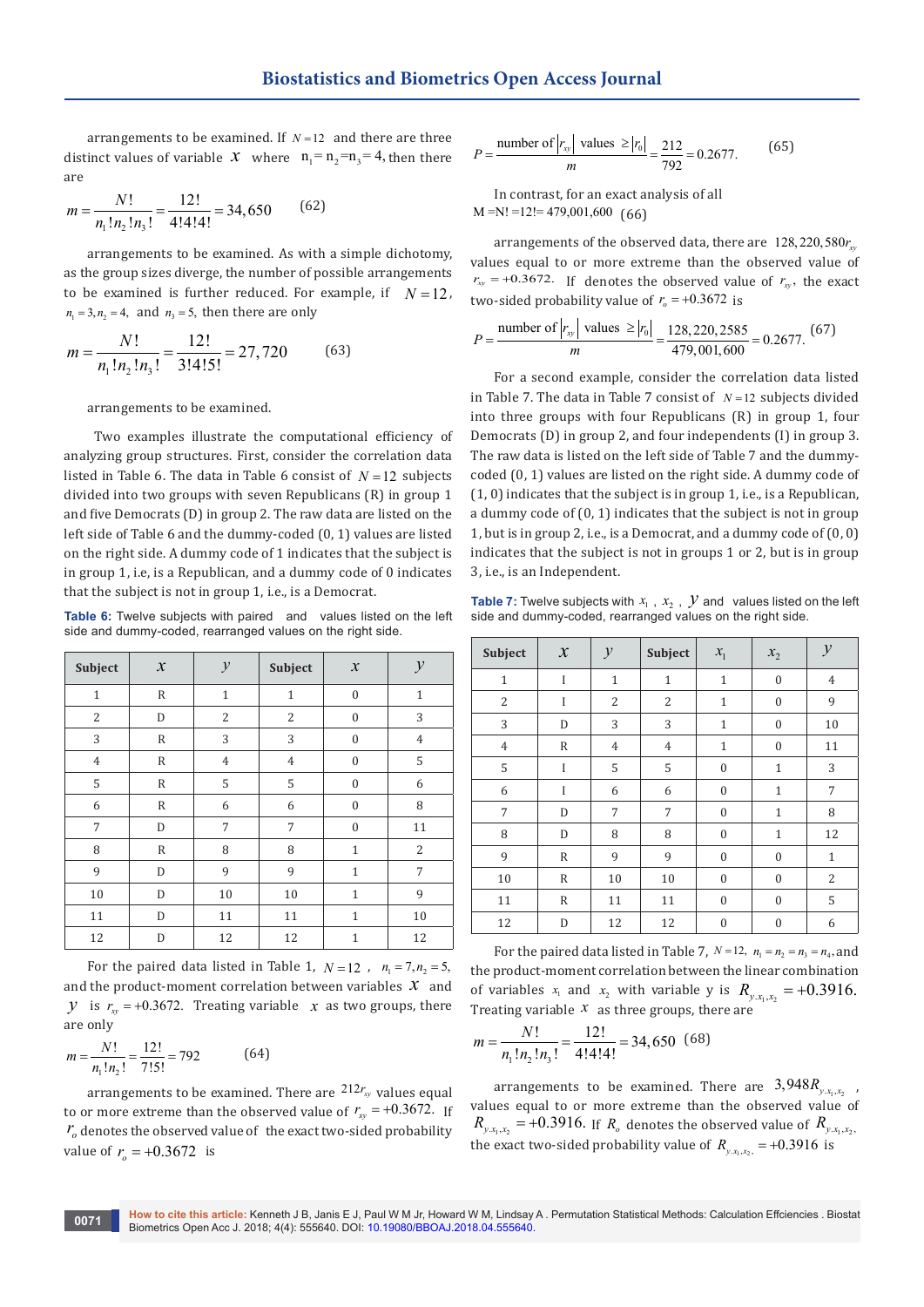arrangements to be examined. If $N = 12$ and there are three distinct values of variable $x$ where $n_1 = n_2 = n_3 = 4$, then there are

$$m = \frac{N!}{n_1!n_2!n_3!} = \frac{12!}{4!4!4!} = 34,650 \qquad (62)$$

arrangements to be examined. As with a simple dichotomy, as the group sizes diverge, the number of possible arrangements to be examined is further reduced. For example, if $N = 12$, $n_1 = 3, n_2 = 4$, and $n_3 = 5$, then there are only

$$m = \frac{N!}{n_1!n_2!n_3!} = \frac{12!}{3!4!5!} = 27,720 \qquad (63)$$

arrangements to be examined.

Two examples illustrate the computational efficiency of analyzing group structures. First, consider the correlation data listed in Table 6. The data in Table 6 consist of $N = 12$ subjects divided into two groups with seven Republicans (R) in group 1 and five Democrats (D) in group 2. The raw data are listed on the left side of Table 6 and the dummy-coded (0, 1) values are listed on the right side. A dummy code of 1 indicates that the subject is in group 1, i.e., is a Republican, and a dummy code of 0 indicates that the subject is not in group 1, i.e., is a Democrat.

**Table 6:** Twelve subjects with paired and values listed on the left side and dummy-coded, rearranged values on the right side.

| Subject | $x$ | $y$ | Subject | $x$ | $y$ |
|---|---|---|---|---|---|
| 1 | R | 1 | 1 | 0 | 1 |
| 2 | D | 2 | 2 | 0 | 3 |
| 3 | R | 3 | 3 | 0 | 4 |
| 4 | R | 4 | 4 | 0 | 5 |
| 5 | R | 5 | 5 | 0 | 6 |
| 6 | R | 6 | 6 | 0 | 8 |
| 7 | D | 7 | 7 | 0 | 11 |
| 8 | R | 8 | 8 | 1 | 2 |
| 9 | D | 9 | 9 | 1 | 7 |
| 10 | D | 10 | 10 | 1 | 9 |
| 11 | D | 11 | 11 | 1 | 10 |
| 12 | D | 12 | 12 | 1 | 12 |

For the paired data listed in Table 1, $N = 12$, $n_1 = 7, n_2 = 5$, and the product-moment correlation between variables $x$ and $y$ is $r_{xy} = +0.3672$. Treating variable $x$ as two groups, there are only

$$m = \frac{N!}{n_1!n_2!} = \frac{12!}{7!5!} = 792 \qquad (64)$$

arrangements to be examined. There are $212 r_{xy}$ values equal to or more extreme than the observed value of $r_{xy} = +0.3672$. If $r_o$ denotes the observed value of the exact two-sided probability value of $r_o = +0.3672$ is

$$P = \frac{\text{number of } |r_{xy}| \text{ values } \geq |r_0|}{m} = \frac{212}{792} = 0.2677. \qquad (65)$$

In contrast, for an exact analysis of all M $= N! = 12! = 479{,}001{,}600$ (66)

arrangements of the observed data, there are $128,220,580 r_{xy}$ values equal to or more extreme than the observed value of $r_{xy} = +0.3672$. If denotes the observed value of $r_{xy}$, the exact two-sided probability value of $r_o = +0.3672$ is

$$P = \frac{\text{number of } |r_{xy}| \text{ values } \geq |r_0|}{m} = \frac{128,220,2585}{479,001,600} = 0.2677. \qquad (67)$$

For a second example, consider the correlation data listed in Table 7. The data in Table 7 consist of $N = 12$ subjects divided into three groups with four Republicans (R) in group 1, four Democrats (D) in group 2, and four independents (I) in group 3. The raw data is listed on the left side of Table 7 and the dummy-coded (0, 1) values are listed on the right side. A dummy code of (1, 0) indicates that the subject is in group 1, i.e., is a Republican, a dummy code of (0, 1) indicates that the subject is not in group 1, but is in group 2, i.e., is a Democrat, and a dummy code of (0, 0) indicates that the subject is not in groups 1 or 2, but is in group 3, i.e., is an Independent.

**Table 7:** Twelve subjects with $x_1$, $x_2$, $y$ and values listed on the left side and dummy-coded, rearranged values on the right side.

| Subject | $x$ | $y$ | Subject | $x_1$ | $x_2$ | $y$ |
|---|---|---|---|---|---|---|
| 1 | I | 1 | 1 | 1 | 0 | 4 |
| 2 | I | 2 | 2 | 1 | 0 | 9 |
| 3 | D | 3 | 3 | 1 | 0 | 10 |
| 4 | R | 4 | 4 | 1 | 0 | 11 |
| 5 | I | 5 | 5 | 0 | 1 | 3 |
| 6 | I | 6 | 6 | 0 | 1 | 7 |
| 7 | D | 7 | 7 | 0 | 1 | 8 |
| 8 | D | 8 | 8 | 0 | 1 | 12 |
| 9 | R | 9 | 9 | 0 | 0 | 1 |
| 10 | R | 10 | 10 | 0 | 0 | 2 |
| 11 | R | 11 | 11 | 0 | 0 | 5 |
| 12 | D | 12 | 12 | 0 | 0 | 6 |

For the paired data listed in Table 7, $N = 12$, $n_1 = n_2 = n_3 = n_4$, and the product-moment correlation between the linear combination of variables $x_1$ and $x_2$ with variable y is $R_{y.x_1,x_2} = +0.3916$. Treating variable $x$ as three groups, there are

$$m = \frac{N!}{n_1!n_2!n_3!} = \frac{12!}{4!4!4!} = 34,650 \quad (68)$$

arrangements to be examined. There are $3{,}948 R_{y.x_1,x_2}$, values equal to or more extreme than the observed value of $R_{y.x_1,x_2} = +0.3916$. If $R_o$ denotes the observed value of $R_{y.x_1,x_2}$, the exact two-sided probability value of $R_{y.x_1,x_2} = +0.3916$ is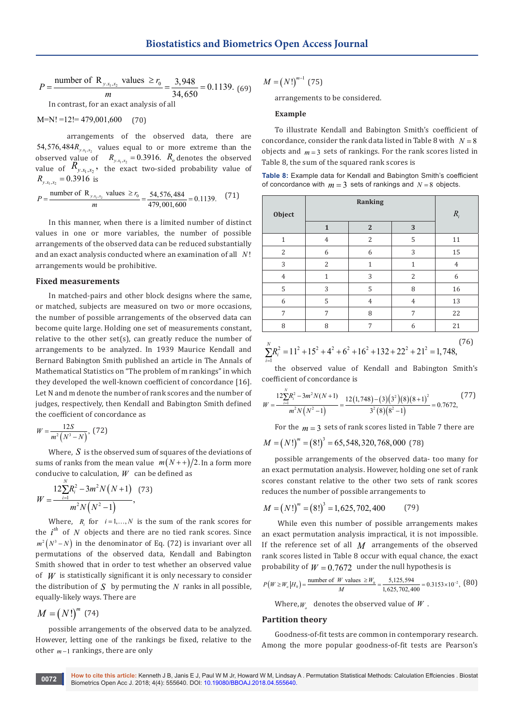$$P = \frac{\text{number of } R_{y.x_1,x_2} \text{ values } \geq r_0}{m} = \frac{3,948}{34,650} = 0.1139. \quad (69)$$

In contrast, for an exact analysis of all

$$M = N! = 12! = 479,001,600 \quad (70)$$

arrangements of the observed data, there are $54,576,484 R_{y.x_1,x_2}$ values equal to or more extreme than the observed value of $R_{y.x_1,x_2} = 0.3916$. $R_o$ denotes the observed value of $R_{y.x_1,x_2}$, the exact two-sided probability value of $R_{y.x_1,x_2} = 0.3916$ is

$$P = \frac{\text{number of } R_{y.x_1,x_2} \text{ values } \geq r_0}{m} = \frac{54,576,484}{479,001,600} = 0.1139. \quad (71)$$

In this manner, when there is a limited number of distinct values in one or more variables, the number of possible arrangements of the observed data can be reduced substantially and an exact analysis conducted where an examination of all $N!$ arrangements would be prohibitive.

### Fixed measurements

In matched-pairs and other block designs where the same, or matched, subjects are measured on two or more occasions, the number of possible arrangements of the observed data can become quite large. Holding one set of measurements constant, relative to the other set(s), can greatly reduce the number of arrangements to be analyzed. In 1939 Maurice Kendall and Bernard Babington Smith published an article in The Annals of Mathematical Statistics on "The problem of m rankings" in which they developed the well-known coefficient of concordance [16]. Let N and m denote the number of rank scores and the number of judges, respectively, then Kendall and Babington Smith defined the coefficient of concordance as

$$W = \frac{12S}{m^2\left(N^3 - N\right)}, \quad (72)$$

Where, $S$ is the observed sum of squares of the deviations of sums of ranks from the mean value $m(N++)/2$. In a form more conducive to calculation, $W$ can be defined as

$$W = \frac{12\sum_{i=1}^{N} R_i^2 - 3m^2 N(N+1)}{m^2 N\left(N^2 - 1\right)}, \quad (73)$$

Where, $R_i$ for $i = 1, \ldots, N$ is the sum of the rank scores for the $i^{th}$ of $N$ objects and there are no tied rank scores. Since $m^2\left(N^3 - N\right)$ in the denominator of Eq. (72) is invariant over all permutations of the observed data, Kendall and Babington Smith showed that in order to test whether an observed value of $W$ is statistically significant it is only necessary to consider the distribution of $S$ by permuting the $N$ ranks in all possible, equally-likely ways. There are

$$M = (N!)^m \quad (74)$$

possible arrangements of the observed data to be analyzed. However, letting one of the rankings be fixed, relative to the other $m-1$ rankings, there are only

$$M = (N!)^{m-1} \quad (75)$$

arrangements to be considered.

**Example**

To illustrate Kendall and Babington Smith's coefficient of concordance, consider the rank data listed in Table 8 with $N = 8$ objects and $m = 3$ sets of rankings. For the rank scores listed in Table 8, the sum of the squared rank scores is

**Table 8:** Example data for Kendall and Babington Smith's coefficient of concordance with $m = 3$ sets of rankings and $N = 8$ objects.

| Object | Ranking | | | $R_i$ |
|---|---|---|---|---|
| | 1 | 2 | 3 | |
| 1 | 4 | 2 | 5 | 11 |
| 2 | 6 | 6 | 3 | 15 |
| 3 | 2 | 1 | 1 | 4 |
| 4 | 1 | 3 | 2 | 6 |
| 5 | 3 | 5 | 8 | 16 |
| 6 | 5 | 4 | 4 | 13 |
| 7 | 7 | 8 | 7 | 22 |
| 8 | 8 | 7 | 6 | 21 |

$$\sum_{i=1}^{N} R_i^2 = 11^2 + 15^2 + 4^2 + 6^2 + 16^2 + 132 + 22^2 + 21^2 = 1,748, \quad (76)$$

the observed value of Kendall and Babington Smith's coefficient of concordance is

$$W = \frac{12\sum_{i=1}^{N} R_i^2 - 3m^2 N(N+1)}{m^2 N\left(N^2 - 1\right)} = \frac{12(1,748) - (3)\left(3^2\right)(8)(8+1)^2}{3^2(8)\left(8^2 - 1\right)} = 0.7672, \quad (77)$$

For the $m = 3$ sets of rank scores listed in Table 7 there are

$$M = (N!)^m = (8!)^3 = 65,548,320,768,000 \quad (78)$$

possible arrangements of the observed data- too many for an exact permutation analysis. However, holding one set of rank scores constant relative to the other two sets of rank scores reduces the number of possible arrangements to

$$M = (N!)^m = (8!)^3 = 1,625,702,400 \quad (79)$$

While even this number of possible arrangements makes an exact permutation analysis impractical, it is not impossible. If the reference set of all $M$ arrangements of the observed rank scores listed in Table 8 occur with equal chance, the exact probability of $W = 0.7672$ under the null hypothesis is

$$P(W \geq W_o | H_0) = \frac{\text{number of } W \text{ values } \geq W_o}{M} = \frac{5,125,594}{1,625,702,400} = 0.3153 \times 10^{-2}, \quad (80)$$

Where, $W_o$ denotes the observed value of $W$.

### Partition theory

Goodness-of-fit tests are common in contemporary research. Among the more popular goodness-of-fit tests are Pearson's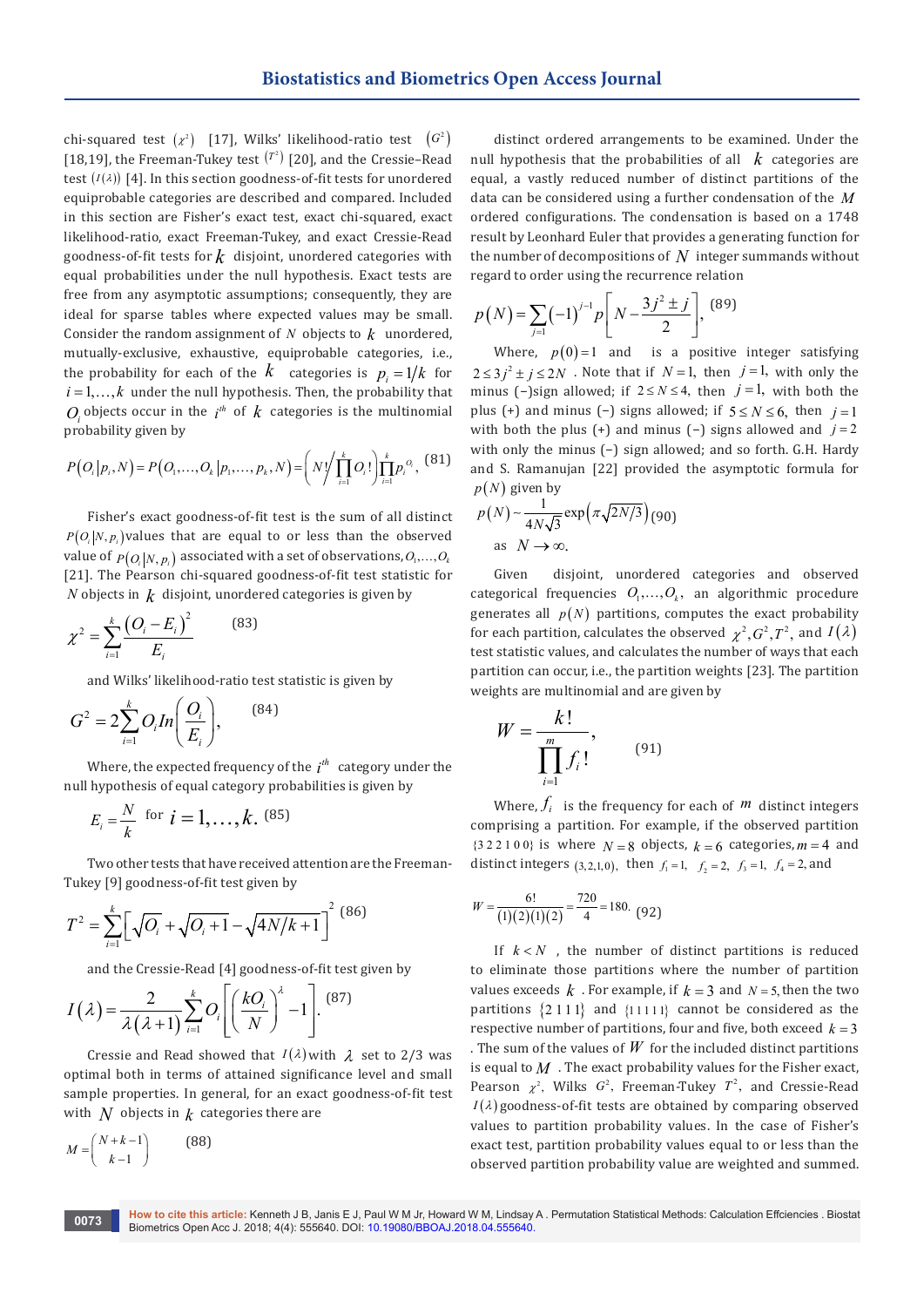chi-squared test $(\chi^2)$ [17], Wilks' likelihood-ratio test $(G^2)$ [18,19], the Freeman-Tukey test $(T^2)$ [20], and the Cressie–Read test $(I(\lambda))$ [4]. In this section goodness-of-fit tests for unordered equiprobable categories are described and compared. Included in this section are Fisher's exact test, exact chi-squared, exact likelihood-ratio, exact Freeman-Tukey, and exact Cressie-Read goodness-of-fit tests for $k$ disjoint, unordered categories with equal probabilities under the null hypothesis. Exact tests are free from any asymptotic assumptions; consequently, they are ideal for sparse tables where expected values may be small. Consider the random assignment of $N$ objects to $k$ unordered, mutually-exclusive, exhaustive, equiprobable categories, i.e., the probability for each of the $k$ categories is $p_i = 1/k$ for $i = 1,\ldots,k$ under the null hypothesis. Then, the probability that $O_i$ objects occur in the $i^{th}$ of $k$ categories is the multinomial probability given by

$$P(O_i|p_i,N) = P(O_1,\ldots,O_k|p_1,\ldots,p_k,N) = \left(N! \Big/ \prod_{i=1}^{k} O_i!\right) \prod_{i=1}^{k} p_i^{O_i}, \quad (81)$$

Fisher's exact goodness-of-fit test is the sum of all distinct $P(O_i|N,p_i)$ values that are equal to or less than the observed value of $P(O_i|N,p_i)$ associated with a set of observations, $O_1,\ldots,O_k$ [21]. The Pearson chi-squared goodness-of-fit test statistic for $N$ objects in $k$ disjoint, unordered categories is given by

$$\chi^2 = \sum_{i=1}^{k} \frac{(O_i - E_i)^2}{E_i} \quad (83)$$

and Wilks' likelihood-ratio test statistic is given by

$$G^2 = 2\sum_{i=1}^{k} O_i In\left(\frac{O_i}{E_i}\right), \quad (84)$$

Where, the expected frequency of the $i^{th}$ category under the null hypothesis of equal category probabilities is given by

$$E_i = \frac{N}{k} \text{ for } i = 1,\ldots,k. \quad (85)$$

Two other tests that have received attention are the Freeman-Tukey [9] goodness-of-fit test given by

$$T^2 = \sum_{i=1}^{k} \left[\sqrt{O_i} + \sqrt{O_i + 1} - \sqrt{4N/k + 1}\right]^2 \quad (86)$$

and the Cressie-Read [4] goodness-of-fit test given by

$$I(\lambda) = \frac{2}{\lambda(\lambda+1)} \sum_{i=1}^{k} O_i \left[\left(\frac{kO_i}{N}\right)^{\lambda} - 1\right]. \quad (87)$$

Cressie and Read showed that $I(\lambda)$ with $\lambda$ set to 2/3 was optimal both in terms of attained significance level and small sample properties. In general, for an exact goodness-of-fit test with $N$ objects in $k$ categories there are

$$M = \binom{N+k-1}{k-1} \quad (88)$$

distinct ordered arrangements to be examined. Under the null hypothesis that the probabilities of all $k$ categories are equal, a vastly reduced number of distinct partitions of the data can be considered using a further condensation of the $M$ ordered configurations. The condensation is based on a 1748 result by Leonhard Euler that provides a generating function for the number of decompositions of $N$ integer summands without regard to order using the recurrence relation

$$p(N) = \sum_{j=1} (-1)^{j-1} p\left[N - \frac{3j^2 \pm j}{2}\right], \quad (89)$$

Where, $p(0) = 1$ and is a positive integer satisfying $2 \le 3j^2 \pm j \le 2N$. Note that if $N = 1$, then $j = 1$, with only the minus (−)sign allowed; if $2 \le N \le 4$, then $j = 1$, with both the plus (+) and minus (−) signs allowed; if $5 \le N \le 6$, then $j = 1$ with both the plus (+) and minus (−) signs allowed and $j = 2$ with only the minus (−) sign allowed; and so forth. G.H. Hardy and S. Ramanujan [22] provided the asymptotic formula for $p(N)$ given by

$$p(N) \sim \frac{1}{4N\sqrt{3}} \exp\left(\pi\sqrt{2N/3}\right) \quad (90)$$

as $N \to \infty$.

Given disjoint, unordered categories and observed categorical frequencies $O_1,\ldots,O_k$, an algorithmic procedure generates all $p(N)$ partitions, computes the exact probability for each partition, calculates the observed $\chi^2, G^2, T^2$, and $I(\lambda)$ test statistic values, and calculates the number of ways that each partition can occur, i.e., the partition weights [23]. The partition weights are multinomial and are given by

$$W = \frac{k!}{\prod_{i=1}^{m} f_i!}, \quad (91)$$

Where, $f_i$ is the frequency for each of $m$ distinct integers comprising a partition. For example, if the observed partition $\{3\ 2\ 2\ 1\ 0\ 0\}$ is where $N = 8$ objects, $k = 6$ categories, $m = 4$ and distinct integers $(3,2,1,0)$, then $f_1 = 1$, $f_2 = 2$, $f_3 = 1$, $f_4 = 2$, and

$$W = \frac{6!}{(1)(2)(1)(2)} = \frac{720}{4} = 180. \quad (92)$$

If $k < N$, the number of distinct partitions is reduced to eliminate those partitions where the number of partition values exceeds $k$. For example, if $k = 3$ and $N = 5$, then the two partitions $\{2\ 1\ 1\ 1\}$ and $\{1\ 1\ 1\ 1\ 1\}$ cannot be considered as the respective number of partitions, four and five, both exceed $k = 3$. The sum of the values of $W$ for the included distinct partitions is equal to $M$. The exact probability values for the Fisher exact, Pearson $\chi^2$, Wilks $G^2$, Freeman-Tukey $T^2$, and Cressie-Read $I(\lambda)$ goodness-of-fit tests are obtained by comparing observed values to partition probability values. In the case of Fisher's exact test, partition probability values equal to or less than the observed partition probability value are weighted and summed.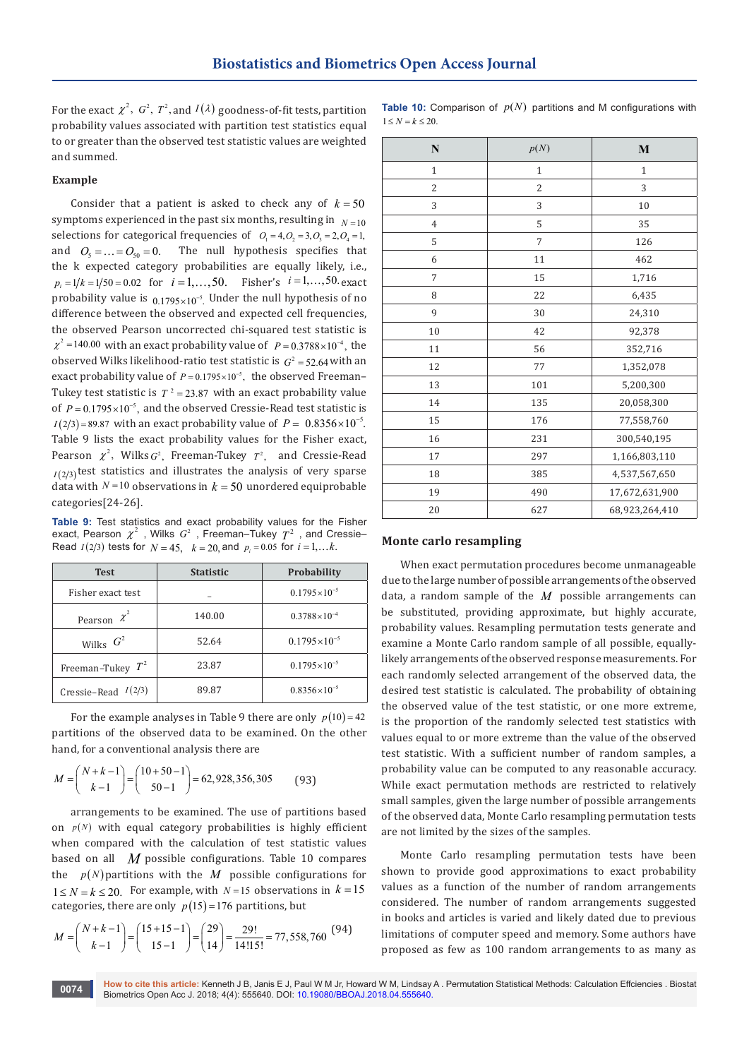For the exact $\chi^2$, $G^2$, $T^2$, and $I(\lambda)$ goodness-of-fit tests, partition probability values associated with partition test statistics equal to or greater than the observed test statistic values are weighted and summed.

### Example

Consider that a patient is asked to check any of $k=50$ symptoms experienced in the past six months, resulting in $N=10$ selections for categorical frequencies of $O_1=4, O_2=3, O_3=2, O_4=1$, and $O_5=\ldots=O_{50}=0$. The null hypothesis specifies that the k expected category probabilities are equally likely, i.e., $p_i=1/k=1/50=0.02$ for $i=1,\ldots,50$. Fisher's $i=1,\ldots,50$. exact probability value is $0.1795\times10^{-5}$. Under the null hypothesis of no difference between the observed and expected cell frequencies, the observed Pearson uncorrected chi-squared test statistic is $\chi^2=140.00$ with an exact probability value of $P=0.3788\times10^{-4}$, the observed Wilks likelihood-ratio test statistic is $G^2=52.64$ with an exact probability value of $P=0.1795\times10^{-5}$, the observed Freeman–Tukey test statistic is $T^2=23.87$ with an exact probability value of $P=0.1795\times10^{-5}$, and the observed Cressie-Read test statistic is $I(2/3)=89.87$ with an exact probability value of $P=0.8356\times10^{-5}$. Table 9 lists the exact probability values for the Fisher exact, Pearson $\chi^2$, Wilks $G^2$, Freeman-Tukey $T^2$, and Cressie-Read $I(2/3)$ test statistics and illustrates the analysis of very sparse data with $N=10$ observations in $k=50$ unordered equiprobable categories[24-26].

**Table 9:** Test statistics and exact probability values for the Fisher exact, Pearson $\chi^2$, Wilks $G^2$, Freeman–Tukey $T^2$, and Cressie–Read $I(2/3)$ tests for $N=45$, $k=20$, and $p_i=0.05$ for $i=1,\ldots k$.

| Test | Statistic | Probability |
|---|---|---|
| Fisher exact test | – | $0.1795\times10^{-5}$ |
| Pearson $\chi^2$ | 140.00 | $0.3788\times10^{-4}$ |
| Wilks $G^2$ | 52.64 | $0.1795\times10^{-5}$ |
| Freeman–Tukey $T^2$ | 23.87 | $0.1795\times10^{-5}$ |
| Cressie–Read $I(2/3)$ | 89.87 | $0.8356\times10^{-5}$ |

For the example analyses in Table 9 there are only $p(10)=42$ partitions of the observed data to be examined. On the other hand, for a conventional analysis there are

$$M=\binom{N+k-1}{k-1}=\binom{10+50-1}{50-1}=62,928,356,305 \qquad (93)$$

arrangements to be examined. The use of partitions based on $p(N)$ with equal category probabilities is highly efficient when compared with the calculation of test statistic values based on all $M$ possible configurations. Table 10 compares the $p(N)$ partitions with the $M$ possible configurations for $1\le N=k\le20$. For example, with $N=15$ observations in $k=15$ categories, there are only $p(15)=176$ partitions, but

$$M=\binom{N+k-1}{k-1}=\binom{15+15-1}{15-1}=\binom{29}{14}=\frac{29!}{14!15!}=77,558,760 \qquad (94)$$

**Table 10:** Comparison of $p(N)$ partitions and M configurations with $1\le N=k\le20$.

| N | $p(N)$ | M |
|---|---|---|
| 1 | 1 | 1 |
| 2 | 2 | 3 |
| 3 | 3 | 10 |
| 4 | 5 | 35 |
| 5 | 7 | 126 |
| 6 | 11 | 462 |
| 7 | 15 | 1,716 |
| 8 | 22 | 6,435 |
| 9 | 30 | 24,310 |
| 10 | 42 | 92,378 |
| 11 | 56 | 352,716 |
| 12 | 77 | 1,352,078 |
| 13 | 101 | 5,200,300 |
| 14 | 135 | 20,058,300 |
| 15 | 176 | 77,558,760 |
| 16 | 231 | 300,540,195 |
| 17 | 297 | 1,166,803,110 |
| 18 | 385 | 4,537,567,650 |
| 19 | 490 | 17,672,631,900 |
| 20 | 627 | 68,923,264,410 |

### Monte carlo resampling

When exact permutation procedures become unmanageable due to the large number of possible arrangements of the observed data, a random sample of the $M$ possible arrangements can be substituted, providing approximate, but highly accurate, probability values. Resampling permutation tests generate and examine a Monte Carlo random sample of all possible, equally-likely arrangements of the observed response measurements. For each randomly selected arrangement of the observed data, the desired test statistic is calculated. The probability of obtaining the observed value of the test statistic, or one more extreme, is the proportion of the randomly selected test statistics with values equal to or more extreme than the value of the observed test statistic. With a sufficient number of random samples, a probability value can be computed to any reasonable accuracy. While exact permutation methods are restricted to relatively small samples, given the large number of possible arrangements of the observed data, Monte Carlo resampling permutation tests are not limited by the sizes of the samples.

Monte Carlo resampling permutation tests have been shown to provide good approximations to exact probability values as a function of the number of random arrangements considered. The number of random arrangements suggested in books and articles is varied and likely dated due to previous limitations of computer speed and memory. Some authors have proposed as few as 100 random arrangements to as many as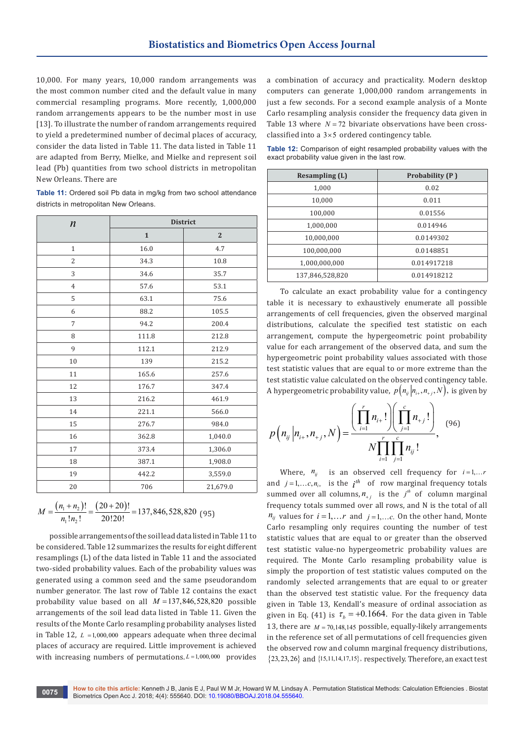10,000. For many years, 10,000 random arrangements was the most common number cited and the default value in many commercial resampling programs. More recently, 1,000,000 random arrangements appears to be the number most in use [13]. To illustrate the number of random arrangements required to yield a predetermined number of decimal places of accuracy, consider the data listed in Table 11. The data listed in Table 11 are adapted from Berry, Mielke, and Mielke and represent soil lead (Pb) quantities from two school districts in metropolitan New Orleans. There are

**Table 11:** Ordered soil Pb data in mg/kg from two school attendance districts in metropolitan New Orleans.

| $n$ | District | |
|---|---|---|
| | 1 | 2 |
| 1 | 16.0 | 4.7 |
| 2 | 34.3 | 10.8 |
| 3 | 34.6 | 35.7 |
| 4 | 57.6 | 53.1 |
| 5 | 63.1 | 75.6 |
| 6 | 88.2 | 105.5 |
| 7 | 94.2 | 200.4 |
| 8 | 111.8 | 212.8 |
| 9 | 112.1 | 212.9 |
| 10 | 139 | 215.2 |
| 11 | 165.6 | 257.6 |
| 12 | 176.7 | 347.4 |
| 13 | 216.2 | 461.9 |
| 14 | 221.1 | 566.0 |
| 15 | 276.7 | 984.0 |
| 16 | 362.8 | 1,040.0 |
| 17 | 373.4 | 1,306.0 |
| 18 | 387.1 | 1,908.0 |
| 19 | 442.2 | 3,559.0 |
| 20 | 706 | 21,679.0 |

$$M = \frac{(n_1 + n_2)!}{n_1! n_2!} = \frac{(20+20)!}{20!20!} = 137{,}846{,}528{,}820 \quad (95)$$

possible arrangements of the soil lead data listed in Table 11 to be considered. Table 12 summarizes the results for eight different resamplings (L) of the data listed in Table 11 and the associated two-sided probability values. Each of the probability values was generated using a common seed and the same pseudorandom number generator. The last row of Table 12 contains the exact probability value based on all $M = 137{,}846{,}528{,}820$ possible arrangements of the soil lead data listed in Table 11. Given the results of the Monte Carlo resampling probability analyses listed in Table 12, $L = 1{,}000{,}000$ appears adequate when three decimal places of accuracy are required. Little improvement is achieved with increasing numbers of permutations. $L = 1{,}000{,}000$ provides a combination of accuracy and practicality. Modern desktop computers can generate 1,000,000 random arrangements in just a few seconds. For a second example analysis of a Monte Carlo resampling analysis consider the frequency data given in Table 13 where $N = 72$ bivariate observations have been cross-classified into a $3 \times 5$ ordered contingency table.

**Table 12:** Comparison of eight resampled probability values with the exact probability value given in the last row.

| Resampling (L) | Probability (P ) |
|---|---|
| 1,000 | 0.02 |
| 10,000 | 0.011 |
| 100,000 | 0.01556 |
| 1,000,000 | 0.014946 |
| 10,000,000 | 0.0149302 |
| 100,000,000 | 0.0148851 |
| 1,000,000,000 | 0.014917218 |
| 137,846,528,820 | 0.014918212 |

To calculate an exact probability value for a contingency table it is necessary to exhaustively enumerate all possible arrangements of cell frequencies, given the observed marginal distributions, calculate the specified test statistic on each arrangement, compute the hypergeometric point probability value for each arrangement of the observed data, and sum the hypergeometric point probability values associated with those test statistic values that are equal to or more extreme than the test statistic value calculated on the observed contingency table. A hypergeometric probability value, $p\left(n_{ij} \middle| n_{i+}, n_{+j}, N\right)$, is given by

$$p\left(n_{ij} \middle| n_{i+}, n_{+j}, N\right) = \frac{\left(\prod_{i=1}^{r} n_{i+}!\right)\left(\prod_{j=1}^{c} n_{+j}!\right)}{N \prod_{i=1}^{r} \prod_{j=1}^{c} n_{ij}!}, \quad (96)$$

Where, $n_{ij}$ is an observed cell frequency for $i = 1, \ldots r$ and $j = 1, \ldots c, n_{i+}$ is the $i^{th}$ of row marginal frequency totals summed over all columns, $n_{+j}$ is the $j^{th}$ of column marginal frequency totals summed over all rows, and N is the total of all $n_{ij}$ values for $i = 1, \ldots r$ and $j = 1, \ldots c$. On the other hand, Monte Carlo resampling only requires counting the number of test statistic values that are equal to or greater than the observed test statistic value-no hypergeometric probability values are required. The Monte Carlo resampling probability value is simply the proportion of test statistic values computed on the randomly selected arrangements that are equal to or greater than the observed test statistic value. For the frequency data given in Table 13, Kendall's measure of ordinal association as given in Eq. (41) is $\tau_b = +0.1664$. For the data given in Table 13, there are $M = 70{,}148{,}145$ possible, equally-likely arrangements in the reference set of all permutations of cell frequencies given the observed row and column marginal frequency distributions, $\{23, 23, 26\}$ and $\{15, 11, 14, 17, 15\}$, respectively. Therefore, an exact test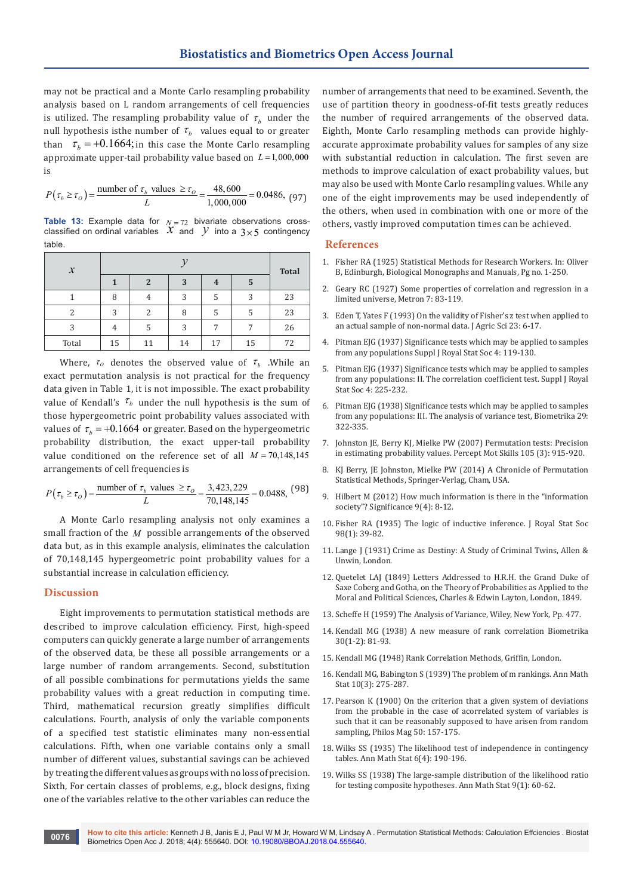may not be practical and a Monte Carlo resampling probability analysis based on L random arrangements of cell frequencies is utilized. The resampling probability value of $\tau_b$ under the null hypothesis isthe number of $\tau_b$ values equal to or greater than $\tau_b = +0.1664$; in this case the Monte Carlo resampling approximate upper-tail probability value based on $L = 1{,}000{,}000$ is

$$P(\tau_b \geq \tau_O) = \frac{\text{number of } \tau_b \text{ values } \geq \tau_O}{L} = \frac{48{,}600}{1{,}000{,}000} = 0.0486, \quad (97)$$

**Table 13:** Example data for $N = 72$ bivariate observations cross-classified on ordinal variables $x$ and $y$ into a $3 \times 5$ contingency table.

| $x$ | $y$ | | | | | Total |
|---|---|---|---|---|---|---|
| | 1 | 2 | 3 | 4 | 5 | |
| 1 | 8 | 4 | 3 | 5 | 3 | 23 |
| 2 | 3 | 2 | 8 | 5 | 5 | 23 |
| 3 | 4 | 5 | 3 | 7 | 7 | 26 |
| Total | 15 | 11 | 14 | 17 | 15 | 72 |

Where, $\tau_O$ denotes the observed value of $\tau_b$ .While an exact permutation analysis is not practical for the frequency data given in Table 1, it is not impossible. The exact probability value of Kendall's $\tau_b$ under the null hypothesis is the sum of those hypergeometric point probability values associated with values of $\tau_b = +0.1664$ or greater. Based on the hypergeometric probability distribution, the exact upper-tail probability value conditioned on the reference set of all $M = 70{,}148{,}145$ arrangements of cell frequencies is

$$P(\tau_b \geq \tau_O) = \frac{\text{number of } \tau_b \text{ values } \geq \tau_O}{L} = \frac{3{,}423{,}229}{70{,}148{,}145} = 0.0488, \quad (98)$$

A Monte Carlo resampling analysis not only examines a small fraction of the $M$ possible arrangements of the observed data but, as in this example analysis, eliminates the calculation of 70,148,145 hypergeometric point probability values for a substantial increase in calculation efficiency.

## Discussion

Eight improvements to permutation statistical methods are described to improve calculation efficiency. First, high-speed computers can quickly generate a large number of arrangements of the observed data, be these all possible arrangements or a large number of random arrangements. Second, substitution of all possible combinations for permutations yields the same probability values with a great reduction in computing time. Third, mathematical recursion greatly simplifies difficult calculations. Fourth, analysis of only the variable components of a specified test statistic eliminates many non-essential calculations. Fifth, when one variable contains only a small number of different values, substantial savings can be achieved by treating the different values as groups with no loss of precision. Sixth, For certain classes of problems, e.g., block designs, fixing one of the variables relative to the other variables can reduce the number of arrangements that need to be examined. Seventh, the use of partition theory in goodness-of-fit tests greatly reduces the number of required arrangements of the observed data. Eighth, Monte Carlo resampling methods can provide highly-accurate approximate probability values for samples of any size with substantial reduction in calculation. The first seven are methods to improve calculation of exact probability values, but may also be used with Monte Carlo resampling values. While any one of the eight improvements may be used independently of the others, when used in combination with one or more of the others, vastly improved computation times can be achieved.

## References

1. Fisher RA (1925) Statistical Methods for Research Workers. In: Oliver B, Edinburgh, Biological Monographs and Manuals, Pg no. 1-250.
2. Geary RC (1927) Some properties of correlation and regression in a limited universe, Metron 7: 83-119.
3. Eden T, Yates F (1993) On the validity of Fisher's z test when applied to an actual sample of non-normal data. J Agric Sci 23: 6-17.
4. Pitman EJG (1937) Significance tests which may be applied to samples from any populations Suppl J Royal Stat Soc 4: 119-130.
5. Pitman EJG (1937) Significance tests which may be applied to samples from any populations: II. The correlation coefficient test. Suppl J Royal Stat Soc 4: 225-232.
6. Pitman EJG (1938) Significance tests which may be applied to samples from any populations: III. The analysis of variance test, Biometrika 29: 322-335.
7. Johnston JE, Berry KJ, Mielke PW (2007) Permutation tests: Precision in estimating probability values. Percept Mot Skills 105 (3): 915-920.
8. KJ Berry, JE Johnston, Mielke PW (2014) A Chronicle of Permutation Statistical Methods, Springer-Verlag, Cham, USA.
9. Hilbert M (2012) How much information is there in the "information society"? Significance 9(4): 8-12.
10. Fisher RA (1935) The logic of inductive inference. J Royal Stat Soc 98(1): 39-82.
11. Lange J (1931) Crime as Destiny: A Study of Criminal Twins, Allen & Unwin, London.
12. Quetelet LAJ (1849) Letters Addressed to H.R.H. the Grand Duke of Saxe Coberg and Gotha, on the Theory of Probabilities as Applied to the Moral and Political Sciences, Charles & Edwin Layton, London, 1849.
13. Scheffe H (1959) The Analysis of Variance, Wiley, New York, Pp. 477.
14. Kendall MG (1938) A new measure of rank correlation Biometrika 30(1-2): 81-93.
15. Kendall MG (1948) Rank Correlation Methods, Griffin, London.
16. Kendall MG, Babington S (1939) The problem of m rankings. Ann Math Stat 10(3): 275-287.
17. Pearson K (1900) On the criterion that a given system of deviations from the probable in the case of acorrelated system of variables is such that it can be reasonably supposed to have arisen from random sampling, Philos Mag 50: 157-175.
18. Wilks SS (1935) The likelihood test of independence in contingency tables. Ann Math Stat 6(4): 190-196.
19. Wilks SS (1938) The large-sample distribution of the likelihood ratio for testing composite hypotheses. Ann Math Stat 9(1): 60-62.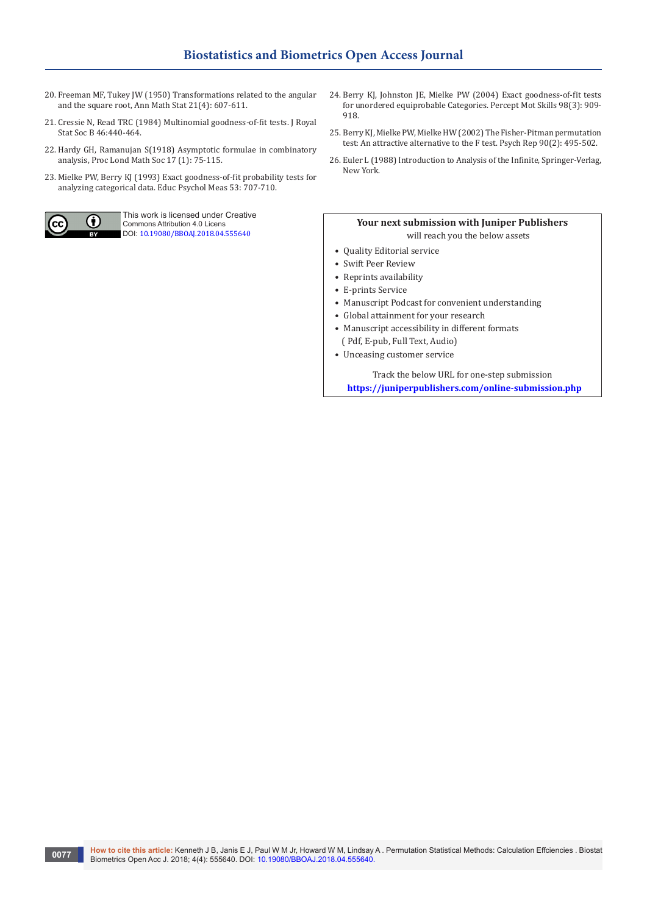20. Freeman MF, Tukey JW (1950) Transformations related to the angular and the square root, Ann Math Stat 21(4): 607-611.

21. Cressie N, Read TRC (1984) Multinomial goodness-of-fit tests. J Royal Stat Soc B 46:440-464.

22. Hardy GH, Ramanujan S(1918) Asymptotic formulae in combinatory analysis, Proc Lond Math Soc 17 (1): 75-115.

23. Mielke PW, Berry KJ (1993) Exact goodness-of-fit probability tests for analyzing categorical data. Educ Psychol Meas 53: 707-710.

24. Berry KJ, Johnston JE, Mielke PW (2004) Exact goodness-of-fit tests for unordered equiprobable Categories. Percept Mot Skills 98(3): 909-918.

25. Berry KJ, Mielke PW, Mielke HW (2002) The Fisher-Pitman permutation test: An attractive alternative to the F test. Psych Rep 90(2): 495-502.

26. Euler L (1988) Introduction to Analysis of the Infinite, Springer-Verlag, New York.

This work is licensed under Creative Commons Attribution 4.0 Licens
DOI: 10.19080/BBOAJ.2018.04.555640

**Your next submission with Juniper Publishers**
will reach you the below assets

- Quality Editorial service
- Swift Peer Review
- Reprints availability
- E-prints Service
- Manuscript Podcast for convenient understanding
- Global attainment for your research
- Manuscript accessibility in different formats
  ( Pdf, E-pub, Full Text, Audio)
- Unceasing customer service

Track the below URL for one-step submission
**https://juniperpublishers.com/online-submission.php**

**How to cite this article:** Kenneth J B, Janis E J, Paul W M Jr, Howard W M, Lindsay A . Permutation Statistical Methods: Calculation Effciencies . Biostat Biometrics Open Acc J. 2018; 4(4): 555640. DOI: 10.19080/BBOAJ.2018.04.555640.